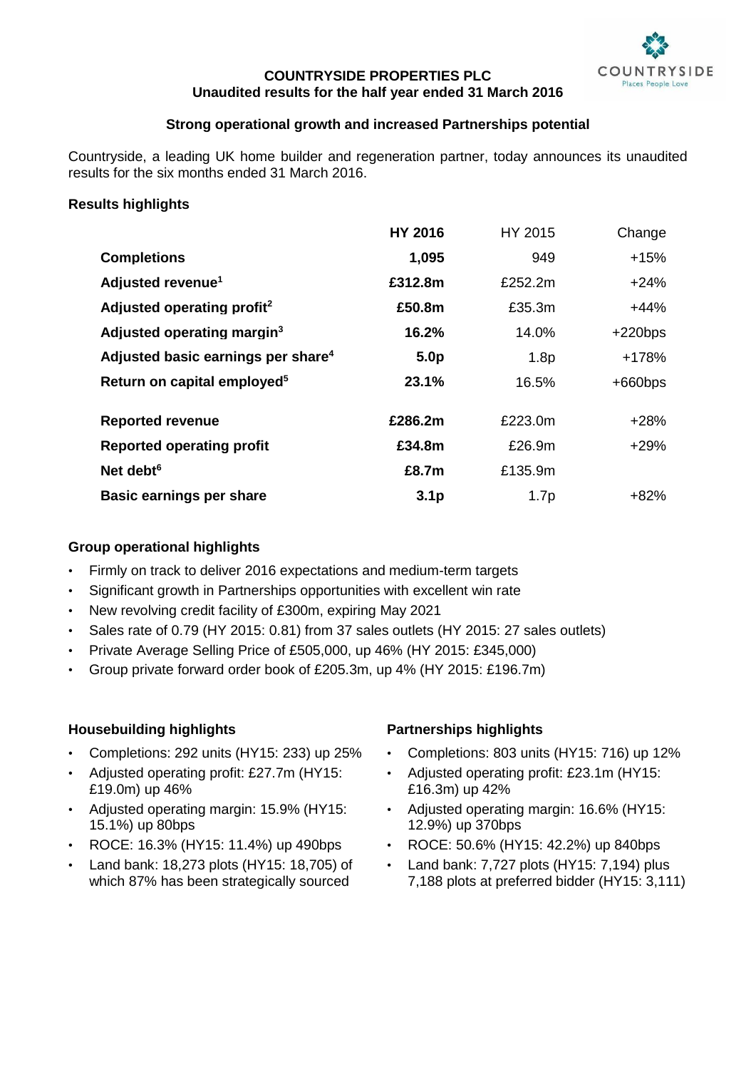# COUNTRYSIDE PROPERTIES PLC
## Unaudited results for the half year ended 31 March 2016

### Strong operational growth and increased Partnerships potential

Countryside, a leading UK home builder and regeneration partner, today announces its unaudited results for the six months ended 31 March 2016.

**Results highlights**

| | HY 2016 | HY 2015 | Change |
|---|---|---|---|
| **Completions** | **1,095** | 949 | +15% |
| **Adjusted revenue[1]** | **£312.8m** | £252.2m | +24% |
| **Adjusted operating profit[2]** | **£50.8m** | £35.3m | +44% |
| **Adjusted operating margin[3]** | **16.2%** | 14.0% | +220bps |
| **Adjusted basic earnings per share[4]** | **5.0p** | 1.8p | +178% |
| **Return on capital employed[5]** | **23.1%** | 16.5% | +660bps |
| **Reported revenue** | **£286.2m** | £223.0m | +28% |
| **Reported operating profit** | **£34.8m** | £26.9m | +29% |
| **Net debt[6]** | **£8.7m** | £135.9m | |
| **Basic earnings per share** | **3.1p** | 1.7p | +82% |

**Group operational highlights**

- Firmly on track to deliver 2016 expectations and medium-term targets
- Significant growth in Partnerships opportunities with excellent win rate
- New revolving credit facility of £300m, expiring May 2021
- Sales rate of 0.79 (HY 2015: 0.81) from 37 sales outlets (HY 2015: 27 sales outlets)
- Private Average Selling Price of £505,000, up 46% (HY 2015: £345,000)
- Group private forward order book of £205.3m, up 4% (HY 2015: £196.7m)

**Housebuilding highlights**

- Completions: 292 units (HY15: 233) up 25%
- Adjusted operating profit: £27.7m (HY15: £19.0m) up 46%
- Adjusted operating margin: 15.9% (HY15: 15.1%) up 80bps
- ROCE: 16.3% (HY15: 11.4%) up 490bps
- Land bank: 18,273 plots (HY15: 18,705) of which 87% has been strategically sourced

**Partnerships highlights**

- Completions: 803 units (HY15: 716) up 12%
- Adjusted operating profit: £23.1m (HY15: £16.3m) up 42%
- Adjusted operating margin: 16.6% (HY15: 12.9%) up 370bps
- ROCE: 50.6% (HY15: 42.2%) up 840bps
- Land bank: 7,727 plots (HY15: 7,194) plus 7,188 plots at preferred bidder (HY15: 3,111)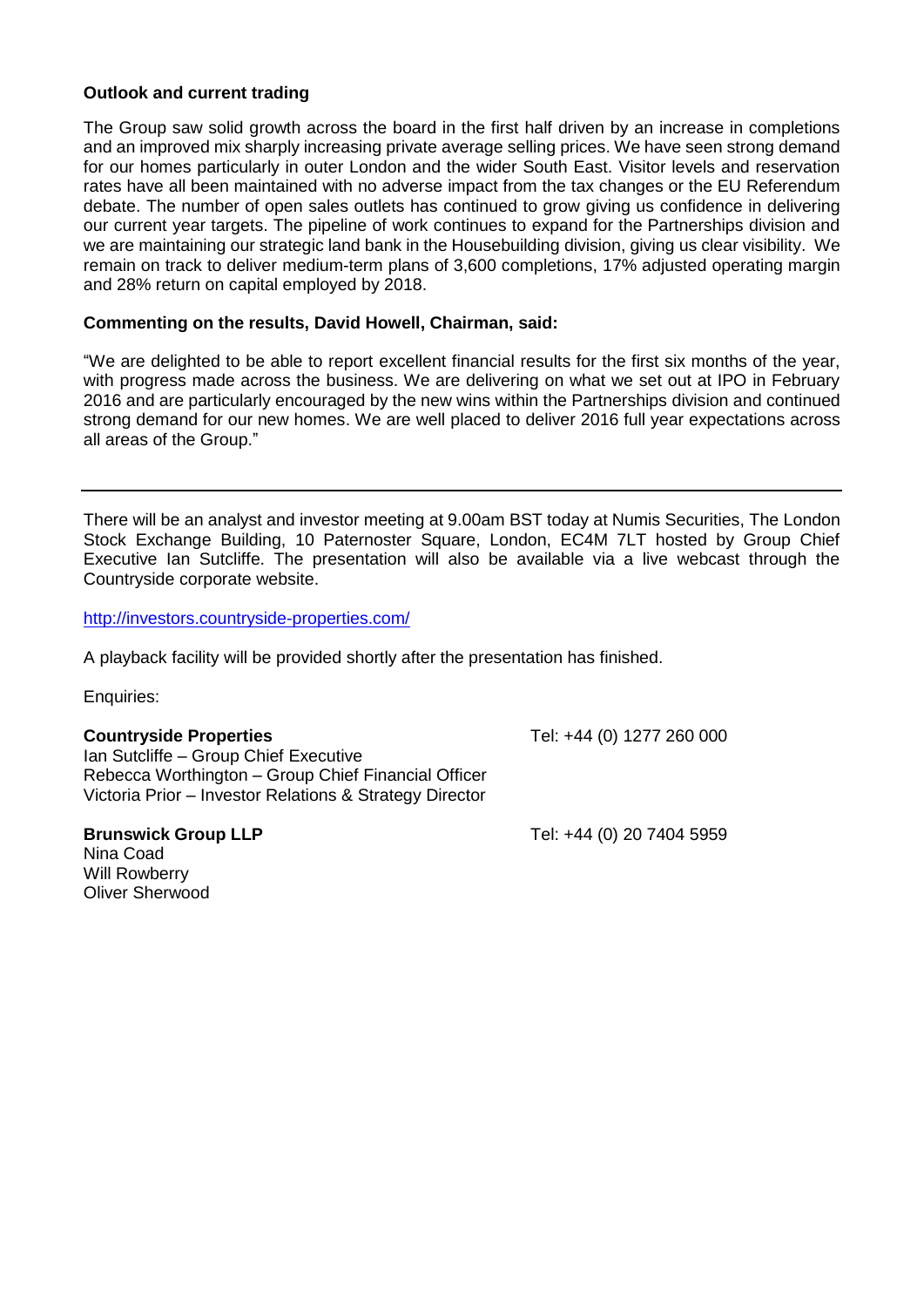**Outlook and current trading**

The Group saw solid growth across the board in the first half driven by an increase in completions and an improved mix sharply increasing private average selling prices. We have seen strong demand for our homes particularly in outer London and the wider South East. Visitor levels and reservation rates have all been maintained with no adverse impact from the tax changes or the EU Referendum debate. The number of open sales outlets has continued to grow giving us confidence in delivering our current year targets. The pipeline of work continues to expand for the Partnerships division and we are maintaining our strategic land bank in the Housebuilding division, giving us clear visibility. We remain on track to deliver medium-term plans of 3,600 completions, 17% adjusted operating margin and 28% return on capital employed by 2018.

**Commenting on the results, David Howell, Chairman, said:**

"We are delighted to be able to report excellent financial results for the first six months of the year, with progress made across the business. We are delivering on what we set out at IPO in February 2016 and are particularly encouraged by the new wins within the Partnerships division and continued strong demand for our new homes. We are well placed to deliver 2016 full year expectations across all areas of the Group."

---

There will be an analyst and investor meeting at 9.00am BST today at Numis Securities, The London Stock Exchange Building, 10 Paternoster Square, London, EC4M 7LT hosted by Group Chief Executive Ian Sutcliffe. The presentation will also be available via a live webcast through the Countryside corporate website.

http://investors.countryside-properties.com/

A playback facility will be provided shortly after the presentation has finished.

Enquiries:

**Countryside Properties** Tel: +44 (0) 1277 260 000
Ian Sutcliffe – Group Chief Executive
Rebecca Worthington – Group Chief Financial Officer
Victoria Prior – Investor Relations & Strategy Director

**Brunswick Group LLP** Tel: +44 (0) 20 7404 5959
Nina Coad
Will Rowberry
Oliver Sherwood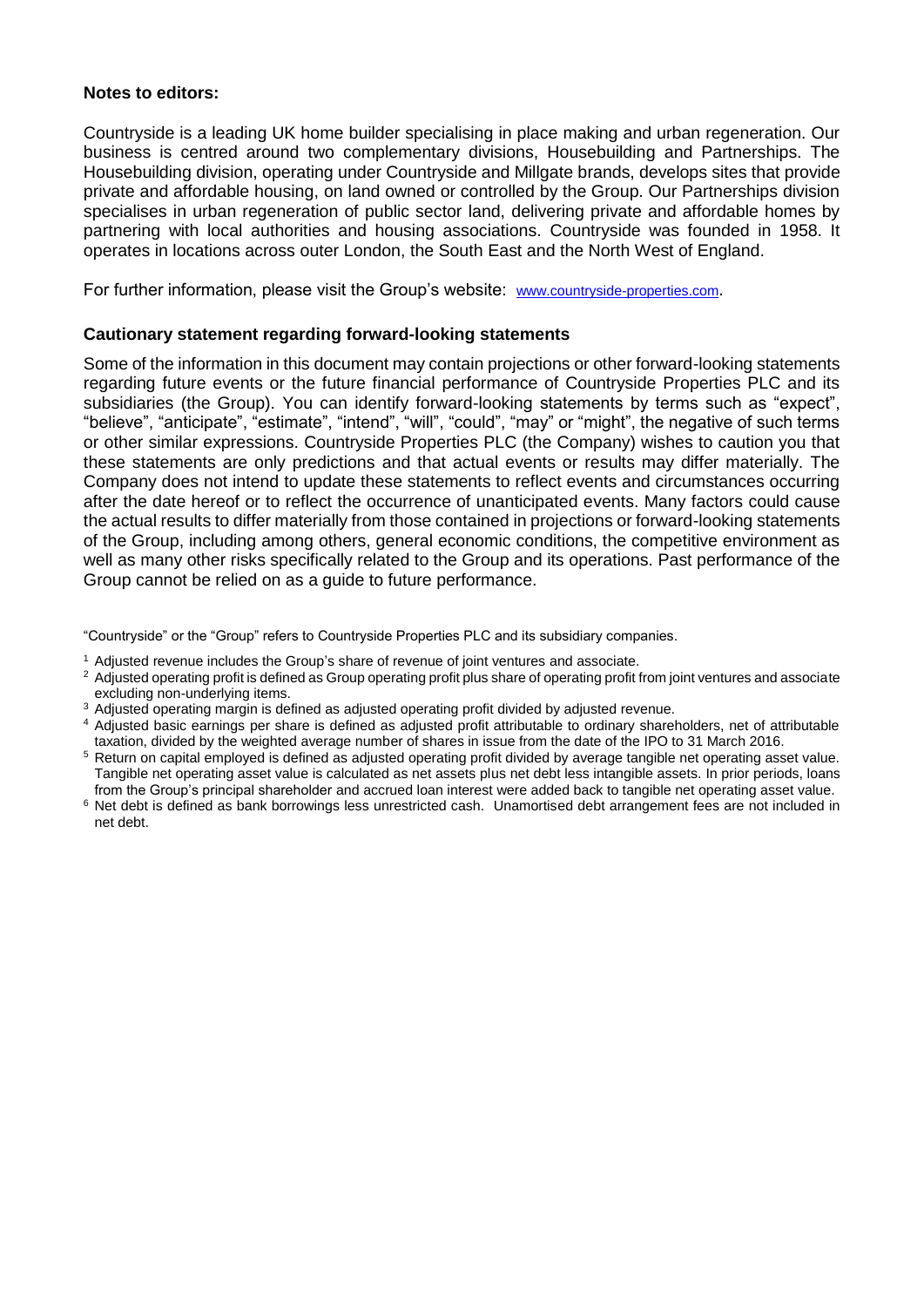**Notes to editors:**

Countryside is a leading UK home builder specialising in place making and urban regeneration. Our business is centred around two complementary divisions, Housebuilding and Partnerships. The Housebuilding division, operating under Countryside and Millgate brands, develops sites that provide private and affordable housing, on land owned or controlled by the Group. Our Partnerships division specialises in urban regeneration of public sector land, delivering private and affordable homes by partnering with local authorities and housing associations. Countryside was founded in 1958. It operates in locations across outer London, the South East and the North West of England.

For further information, please visit the Group's website: www.countryside-properties.com.

**Cautionary statement regarding forward-looking statements**

Some of the information in this document may contain projections or other forward-looking statements regarding future events or the future financial performance of Countryside Properties PLC and its subsidiaries (the Group). You can identify forward-looking statements by terms such as "expect", "believe", "anticipate", "estimate", "intend", "will", "could", "may" or "might", the negative of such terms or other similar expressions. Countryside Properties PLC (the Company) wishes to caution you that these statements are only predictions and that actual events or results may differ materially. The Company does not intend to update these statements to reflect events and circumstances occurring after the date hereof or to reflect the occurrence of unanticipated events. Many factors could cause the actual results to differ materially from those contained in projections or forward-looking statements of the Group, including among others, general economic conditions, the competitive environment as well as many other risks specifically related to the Group and its operations. Past performance of the Group cannot be relied on as a guide to future performance.

"Countryside" or the "Group" refers to Countryside Properties PLC and its subsidiary companies.

[1] Adjusted revenue includes the Group's share of revenue of joint ventures and associate.

[2] Adjusted operating profit is defined as Group operating profit plus share of operating profit from joint ventures and associate excluding non-underlying items.

[3] Adjusted operating margin is defined as adjusted operating profit divided by adjusted revenue.

[4] Adjusted basic earnings per share is defined as adjusted profit attributable to ordinary shareholders, net of attributable taxation, divided by the weighted average number of shares in issue from the date of the IPO to 31 March 2016.

[5] Return on capital employed is defined as adjusted operating profit divided by average tangible net operating asset value. Tangible net operating asset value is calculated as net assets plus net debt less intangible assets. In prior periods, loans from the Group's principal shareholder and accrued loan interest were added back to tangible net operating asset value.

[6] Net debt is defined as bank borrowings less unrestricted cash. Unamortised debt arrangement fees are not included in net debt.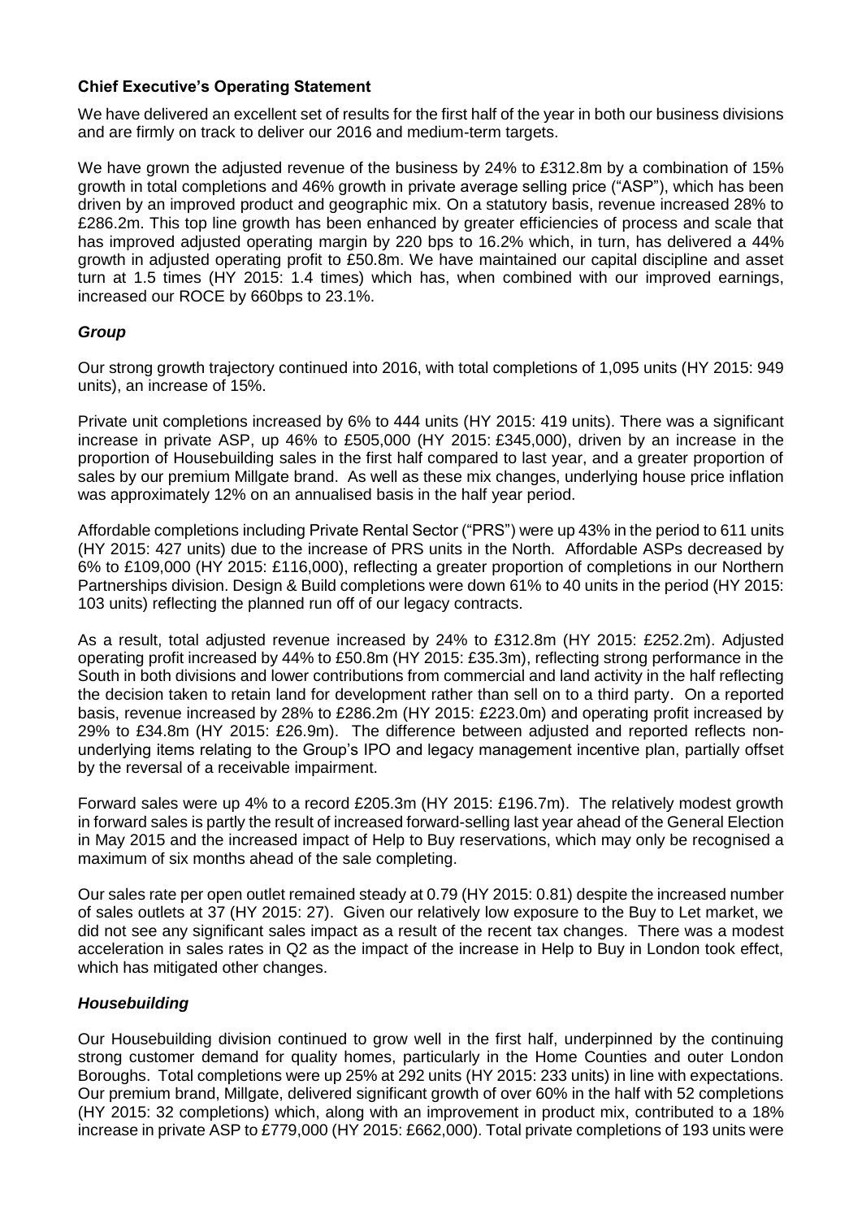**Chief Executive's Operating Statement**

We have delivered an excellent set of results for the first half of the year in both our business divisions and are firmly on track to deliver our 2016 and medium-term targets.

We have grown the adjusted revenue of the business by 24% to £312.8m by a combination of 15% growth in total completions and 46% growth in private average selling price ("ASP"), which has been driven by an improved product and geographic mix. On a statutory basis, revenue increased 28% to £286.2m. This top line growth has been enhanced by greater efficiencies of process and scale that has improved adjusted operating margin by 220 bps to 16.2% which, in turn, has delivered a 44% growth in adjusted operating profit to £50.8m. We have maintained our capital discipline and asset turn at 1.5 times (HY 2015: 1.4 times) which has, when combined with our improved earnings, increased our ROCE by 660bps to 23.1%.

***Group***

Our strong growth trajectory continued into 2016, with total completions of 1,095 units (HY 2015: 949 units), an increase of 15%.

Private unit completions increased by 6% to 444 units (HY 2015: 419 units). There was a significant increase in private ASP, up 46% to £505,000 (HY 2015: £345,000), driven by an increase in the proportion of Housebuilding sales in the first half compared to last year, and a greater proportion of sales by our premium Millgate brand. As well as these mix changes, underlying house price inflation was approximately 12% on an annualised basis in the half year period.

Affordable completions including Private Rental Sector ("PRS") were up 43% in the period to 611 units (HY 2015: 427 units) due to the increase of PRS units in the North. Affordable ASPs decreased by 6% to £109,000 (HY 2015: £116,000), reflecting a greater proportion of completions in our Northern Partnerships division. Design & Build completions were down 61% to 40 units in the period (HY 2015: 103 units) reflecting the planned run off of our legacy contracts.

As a result, total adjusted revenue increased by 24% to £312.8m (HY 2015: £252.2m). Adjusted operating profit increased by 44% to £50.8m (HY 2015: £35.3m), reflecting strong performance in the South in both divisions and lower contributions from commercial and land activity in the half reflecting the decision taken to retain land for development rather than sell on to a third party. On a reported basis, revenue increased by 28% to £286.2m (HY 2015: £223.0m) and operating profit increased by 29% to £34.8m (HY 2015: £26.9m). The difference between adjusted and reported reflects non-underlying items relating to the Group's IPO and legacy management incentive plan, partially offset by the reversal of a receivable impairment.

Forward sales were up 4% to a record £205.3m (HY 2015: £196.7m). The relatively modest growth in forward sales is partly the result of increased forward-selling last year ahead of the General Election in May 2015 and the increased impact of Help to Buy reservations, which may only be recognised a maximum of six months ahead of the sale completing.

Our sales rate per open outlet remained steady at 0.79 (HY 2015: 0.81) despite the increased number of sales outlets at 37 (HY 2015: 27). Given our relatively low exposure to the Buy to Let market, we did not see any significant sales impact as a result of the recent tax changes. There was a modest acceleration in sales rates in Q2 as the impact of the increase in Help to Buy in London took effect, which has mitigated other changes.

***Housebuilding***

Our Housebuilding division continued to grow well in the first half, underpinned by the continuing strong customer demand for quality homes, particularly in the Home Counties and outer London Boroughs. Total completions were up 25% at 292 units (HY 2015: 233 units) in line with expectations. Our premium brand, Millgate, delivered significant growth of over 60% in the half with 52 completions (HY 2015: 32 completions) which, along with an improvement in product mix, contributed to a 18% increase in private ASP to £779,000 (HY 2015: £662,000). Total private completions of 193 units were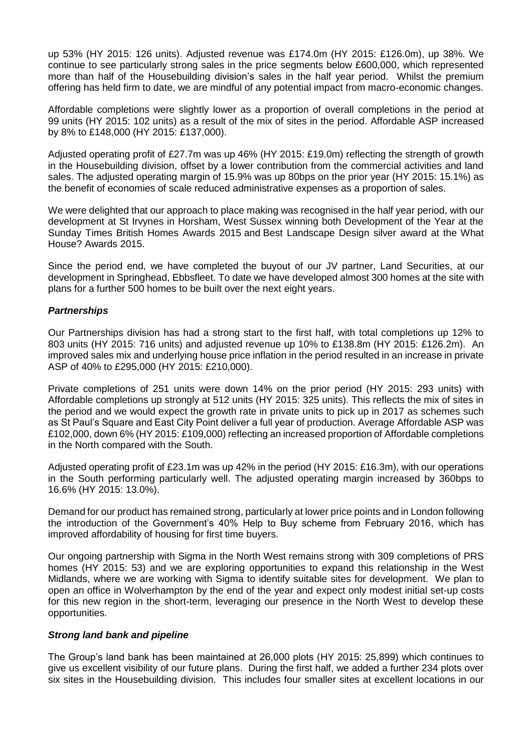up 53% (HY 2015: 126 units). Adjusted revenue was £174.0m (HY 2015: £126.0m), up 38%. We continue to see particularly strong sales in the price segments below £600,000, which represented more than half of the Housebuilding division's sales in the half year period. Whilst the premium offering has held firm to date, we are mindful of any potential impact from macro-economic changes.

Affordable completions were slightly lower as a proportion of overall completions in the period at 99 units (HY 2015: 102 units) as a result of the mix of sites in the period. Affordable ASP increased by 8% to £148,000 (HY 2015: £137,000).

Adjusted operating profit of £27.7m was up 46% (HY 2015: £19.0m) reflecting the strength of growth in the Housebuilding division, offset by a lower contribution from the commercial activities and land sales. The adjusted operating margin of 15.9% was up 80bps on the prior year (HY 2015: 15.1%) as the benefit of economies of scale reduced administrative expenses as a proportion of sales.

We were delighted that our approach to place making was recognised in the half year period, with our development at St Irvynes in Horsham, West Sussex winning both Development of the Year at the Sunday Times British Homes Awards 2015 and Best Landscape Design silver award at the What House? Awards 2015.

Since the period end, we have completed the buyout of our JV partner, Land Securities, at our development in Springhead, Ebbsfleet. To date we have developed almost 300 homes at the site with plans for a further 500 homes to be built over the next eight years.

### *Partnerships*

Our Partnerships division has had a strong start to the first half, with total completions up 12% to 803 units (HY 2015: 716 units) and adjusted revenue up 10% to £138.8m (HY 2015: £126.2m). An improved sales mix and underlying house price inflation in the period resulted in an increase in private ASP of 40% to £295,000 (HY 2015: £210,000).

Private completions of 251 units were down 14% on the prior period (HY 2015: 293 units) with Affordable completions up strongly at 512 units (HY 2015: 325 units). This reflects the mix of sites in the period and we would expect the growth rate in private units to pick up in 2017 as schemes such as St Paul's Square and East City Point deliver a full year of production. Average Affordable ASP was £102,000, down 6% (HY 2015: £109,000) reflecting an increased proportion of Affordable completions in the North compared with the South.

Adjusted operating profit of £23.1m was up 42% in the period (HY 2015: £16.3m), with our operations in the South performing particularly well. The adjusted operating margin increased by 360bps to 16.6% (HY 2015: 13.0%).

Demand for our product has remained strong, particularly at lower price points and in London following the introduction of the Government's 40% Help to Buy scheme from February 2016, which has improved affordability of housing for first time buyers.

Our ongoing partnership with Sigma in the North West remains strong with 309 completions of PRS homes (HY 2015: 53) and we are exploring opportunities to expand this relationship in the West Midlands, where we are working with Sigma to identify suitable sites for development. We plan to open an office in Wolverhampton by the end of the year and expect only modest initial set-up costs for this new region in the short-term, leveraging our presence in the North West to develop these opportunities.

### *Strong land bank and pipeline*

The Group's land bank has been maintained at 26,000 plots (HY 2015: 25,899) which continues to give us excellent visibility of our future plans. During the first half, we added a further 234 plots over six sites in the Housebuilding division. This includes four smaller sites at excellent locations in our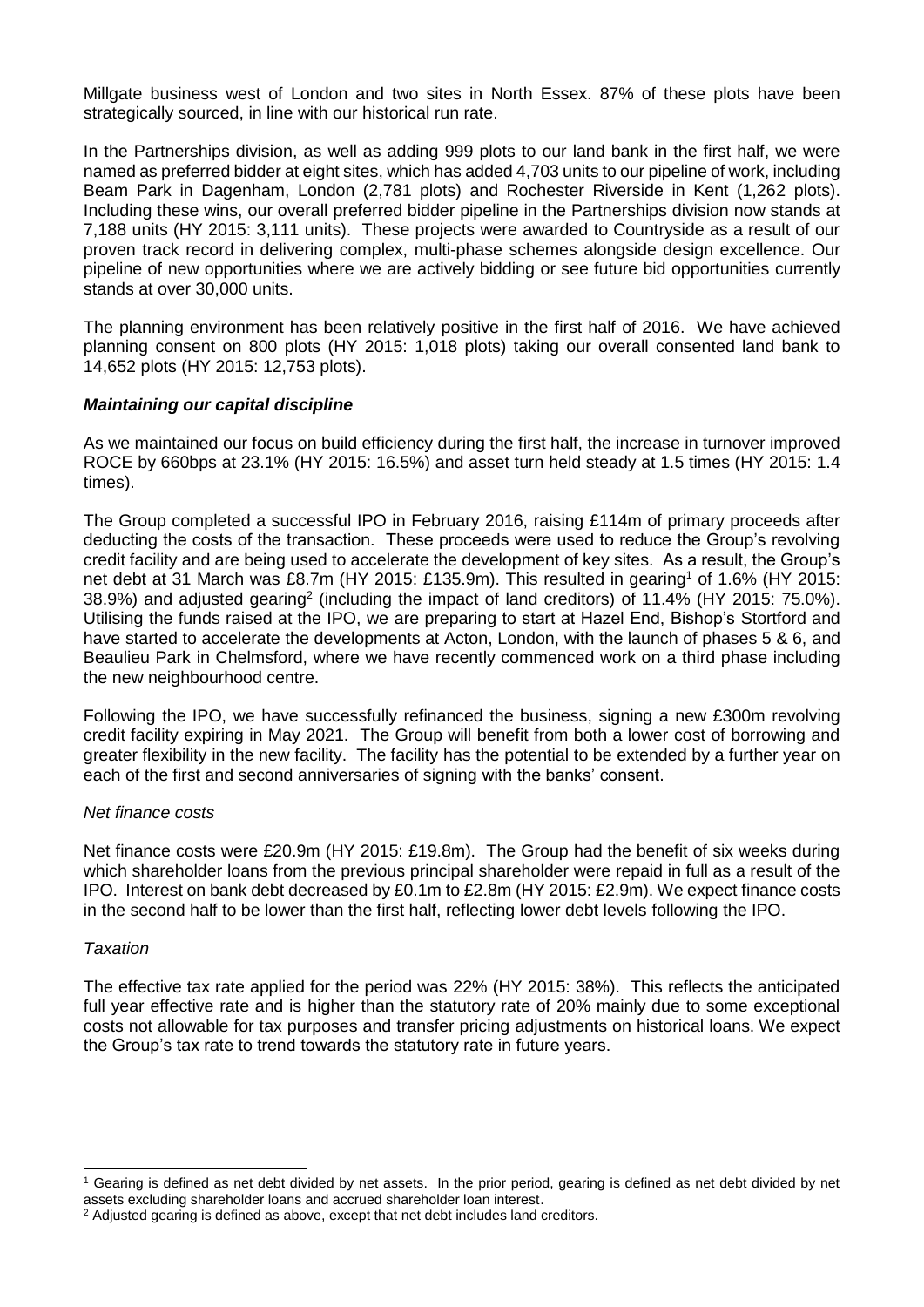Millgate business west of London and two sites in North Essex. 87% of these plots have been strategically sourced, in line with our historical run rate.

In the Partnerships division, as well as adding 999 plots to our land bank in the first half, we were named as preferred bidder at eight sites, which has added 4,703 units to our pipeline of work, including Beam Park in Dagenham, London (2,781 plots) and Rochester Riverside in Kent (1,262 plots). Including these wins, our overall preferred bidder pipeline in the Partnerships division now stands at 7,188 units (HY 2015: 3,111 units). These projects were awarded to Countryside as a result of our proven track record in delivering complex, multi-phase schemes alongside design excellence. Our pipeline of new opportunities where we are actively bidding or see future bid opportunities currently stands at over 30,000 units.

The planning environment has been relatively positive in the first half of 2016. We have achieved planning consent on 800 plots (HY 2015: 1,018 plots) taking our overall consented land bank to 14,652 plots (HY 2015: 12,753 plots).

***Maintaining our capital discipline***

As we maintained our focus on build efficiency during the first half, the increase in turnover improved ROCE by 660bps at 23.1% (HY 2015: 16.5%) and asset turn held steady at 1.5 times (HY 2015: 1.4 times).

The Group completed a successful IPO in February 2016, raising £114m of primary proceeds after deducting the costs of the transaction. These proceeds were used to reduce the Group's revolving credit facility and are being used to accelerate the development of key sites. As a result, the Group's net debt at 31 March was £8.7m (HY 2015: £135.9m). This resulted in gearing[1] of 1.6% (HY 2015: 38.9%) and adjusted gearing[2] (including the impact of land creditors) of 11.4% (HY 2015: 75.0%). Utilising the funds raised at the IPO, we are preparing to start at Hazel End, Bishop's Stortford and have started to accelerate the developments at Acton, London, with the launch of phases 5 & 6, and Beaulieu Park in Chelmsford, where we have recently commenced work on a third phase including the new neighbourhood centre.

Following the IPO, we have successfully refinanced the business, signing a new £300m revolving credit facility expiring in May 2021. The Group will benefit from both a lower cost of borrowing and greater flexibility in the new facility. The facility has the potential to be extended by a further year on each of the first and second anniversaries of signing with the banks' consent.

*Net finance costs*

Net finance costs were £20.9m (HY 2015: £19.8m). The Group had the benefit of six weeks during which shareholder loans from the previous principal shareholder were repaid in full as a result of the IPO. Interest on bank debt decreased by £0.1m to £2.8m (HY 2015: £2.9m). We expect finance costs in the second half to be lower than the first half, reflecting lower debt levels following the IPO.

*Taxation*

The effective tax rate applied for the period was 22% (HY 2015: 38%). This reflects the anticipated full year effective rate and is higher than the statutory rate of 20% mainly due to some exceptional costs not allowable for tax purposes and transfer pricing adjustments on historical loans. We expect the Group's tax rate to trend towards the statutory rate in future years.

---

[1] Gearing is defined as net debt divided by net assets. In the prior period, gearing is defined as net debt divided by net assets excluding shareholder loans and accrued shareholder loan interest.

[2] Adjusted gearing is defined as above, except that net debt includes land creditors.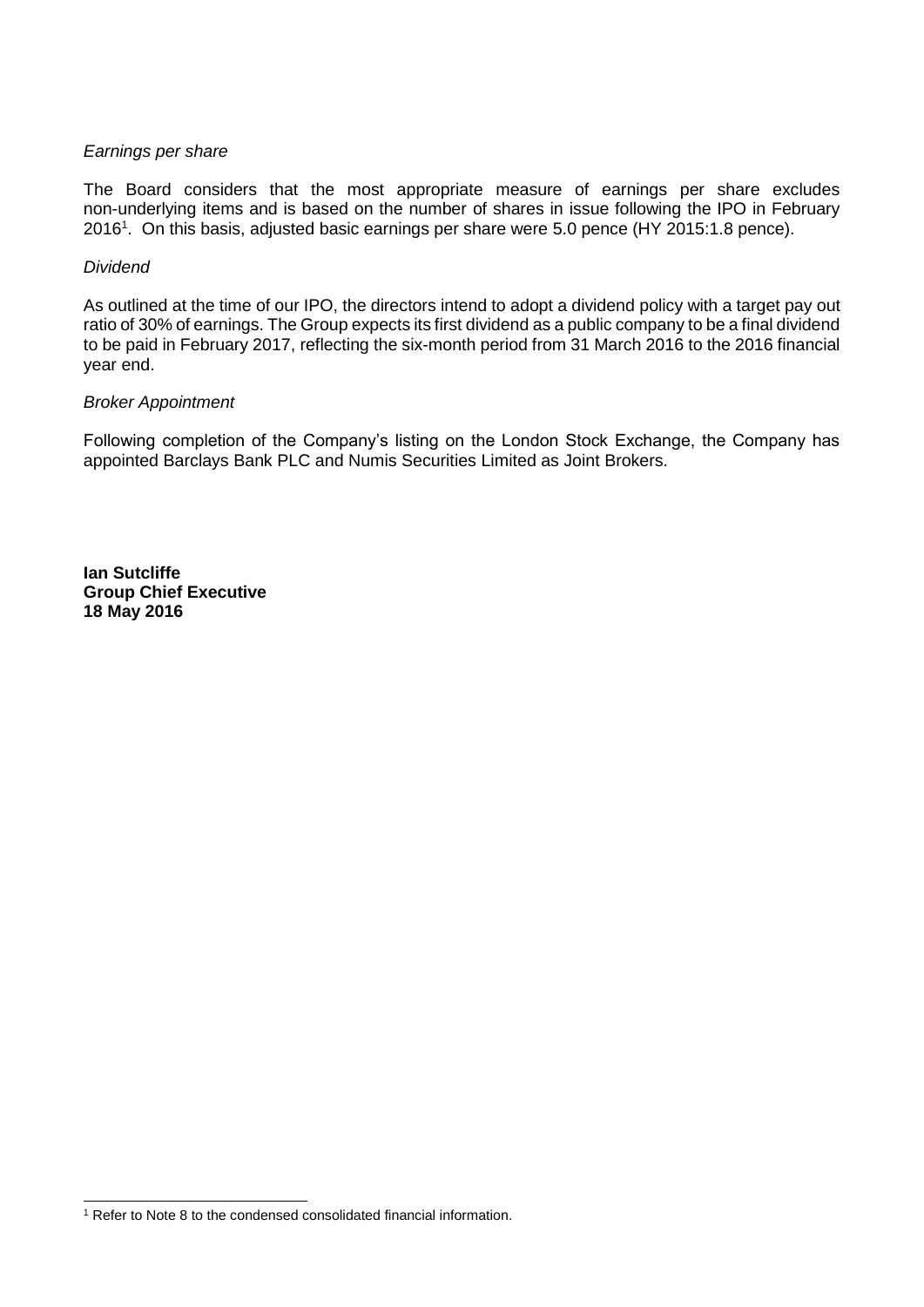*Earnings per share*

The Board considers that the most appropriate measure of earnings per share excludes non-underlying items and is based on the number of shares in issue following the IPO in February 2016[1]. On this basis, adjusted basic earnings per share were 5.0 pence (HY 2015:1.8 pence).

*Dividend*

As outlined at the time of our IPO, the directors intend to adopt a dividend policy with a target pay out ratio of 30% of earnings. The Group expects its first dividend as a public company to be a final dividend to be paid in February 2017, reflecting the six-month period from 31 March 2016 to the 2016 financial year end.

*Broker Appointment*

Following completion of the Company's listing on the London Stock Exchange, the Company has appointed Barclays Bank PLC and Numis Securities Limited as Joint Brokers.

**Ian Sutcliffe**
**Group Chief Executive**
**18 May 2016**

[1] Refer to Note 8 to the condensed consolidated financial information.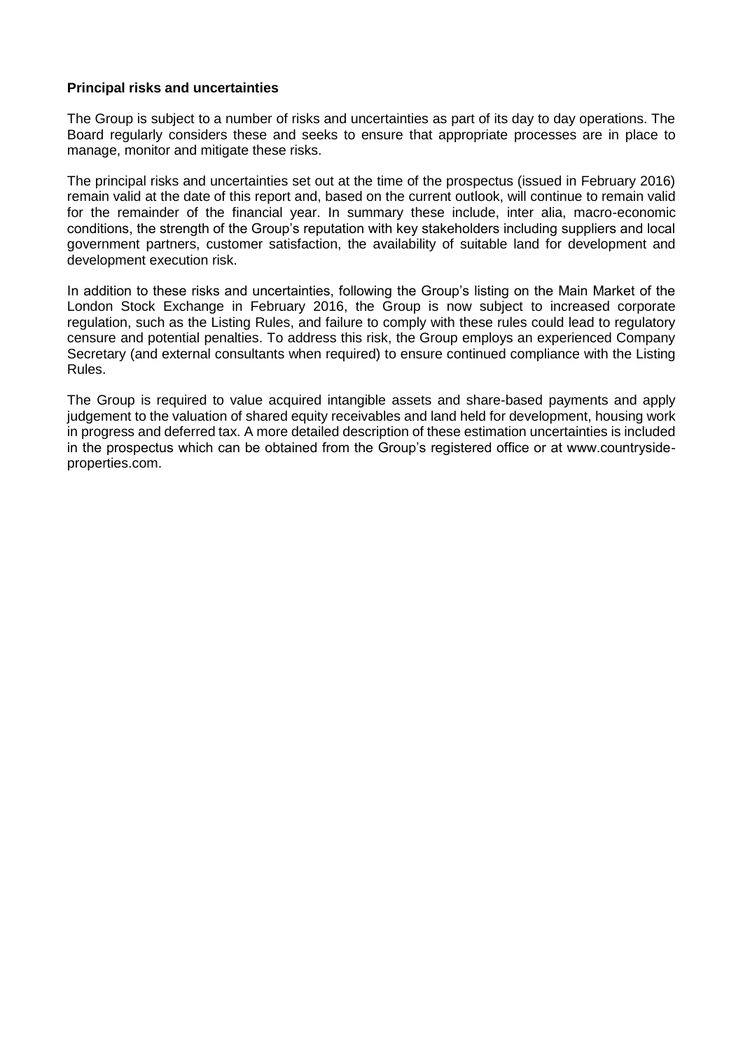**Principal risks and uncertainties**

The Group is subject to a number of risks and uncertainties as part of its day to day operations. The Board regularly considers these and seeks to ensure that appropriate processes are in place to manage, monitor and mitigate these risks.

The principal risks and uncertainties set out at the time of the prospectus (issued in February 2016) remain valid at the date of this report and, based on the current outlook, will continue to remain valid for the remainder of the financial year. In summary these include, inter alia, macro-economic conditions, the strength of the Group's reputation with key stakeholders including suppliers and local government partners, customer satisfaction, the availability of suitable land for development and development execution risk.

In addition to these risks and uncertainties, following the Group's listing on the Main Market of the London Stock Exchange in February 2016, the Group is now subject to increased corporate regulation, such as the Listing Rules, and failure to comply with these rules could lead to regulatory censure and potential penalties. To address this risk, the Group employs an experienced Company Secretary (and external consultants when required) to ensure continued compliance with the Listing Rules.

The Group is required to value acquired intangible assets and share-based payments and apply judgement to the valuation of shared equity receivables and land held for development, housing work in progress and deferred tax. A more detailed description of these estimation uncertainties is included in the prospectus which can be obtained from the Group's registered office or at www.countryside-properties.com.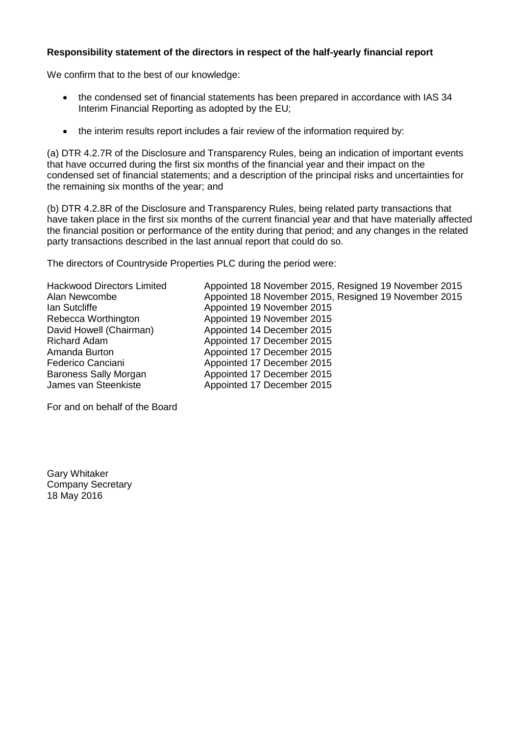**Responsibility statement of the directors in respect of the half-yearly financial report**

We confirm that to the best of our knowledge:

- the condensed set of financial statements has been prepared in accordance with IAS 34 Interim Financial Reporting as adopted by the EU;

- the interim results report includes a fair review of the information required by:

(a) DTR 4.2.7R of the Disclosure and Transparency Rules, being an indication of important events that have occurred during the first six months of the financial year and their impact on the condensed set of financial statements; and a description of the principal risks and uncertainties for the remaining six months of the year; and

(b) DTR 4.2.8R of the Disclosure and Transparency Rules, being related party transactions that have taken place in the first six months of the current financial year and that have materially affected the financial position or performance of the entity during that period; and any changes in the related party transactions described in the last annual report that could do so.

The directors of Countryside Properties PLC during the period were:

| | |
|---|---|
| Hackwood Directors Limited | Appointed 18 November 2015, Resigned 19 November 2015 |
| Alan Newcombe | Appointed 18 November 2015, Resigned 19 November 2015 |
| Ian Sutcliffe | Appointed 19 November 2015 |
| Rebecca Worthington | Appointed 19 November 2015 |
| David Howell (Chairman) | Appointed 14 December 2015 |
| Richard Adam | Appointed 17 December 2015 |
| Amanda Burton | Appointed 17 December 2015 |
| Federico Canciani | Appointed 17 December 2015 |
| Baroness Sally Morgan | Appointed 17 December 2015 |
| James van Steenkiste | Appointed 17 December 2015 |

For and on behalf of the Board

Gary Whitaker
Company Secretary
18 May 2016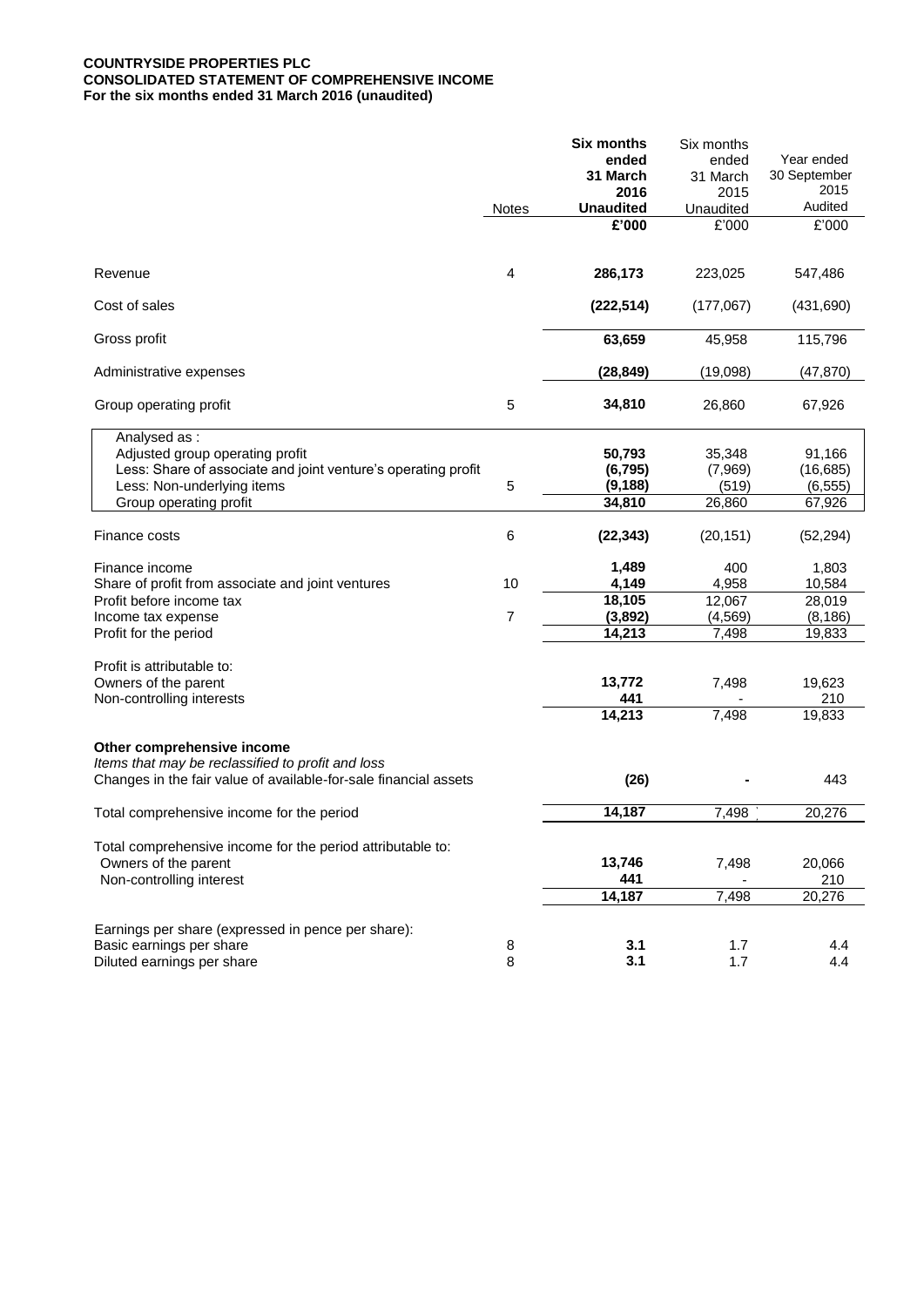**COUNTRYSIDE PROPERTIES PLC**
**CONSOLIDATED STATEMENT OF COMPREHENSIVE INCOME**
**For the six months ended 31 March 2016 (unaudited)**

| | Notes | **Six months ended 31 March 2016 Unaudited** | Six months ended 31 March 2015 Unaudited | Year ended 30 September 2015 Audited |
|---|---|---|---|---|
| | | **£'000** | £'000 | £'000 |
| Revenue | 4 | **286,173** | 223,025 | 547,486 |
| Cost of sales | | **(222,514)** | (177,067) | (431,690) |
| Gross profit | | **63,659** | 45,958 | 115,796 |
| Administrative expenses | | **(28,849)** | (19,098) | (47,870) |
| Group operating profit | 5 | **34,810** | 26,860 | 67,926 |
| Analysed as : | | | | |
| Adjusted group operating profit | | **50,793** | 35,348 | 91,166 |
| Less: Share of associate and joint venture's operating profit | | **(6,795)** | (7,969) | (16,685) |
| Less: Non-underlying items | 5 | **(9,188)** | (519) | (6,555) |
| Group operating profit | | **34,810** | 26,860 | 67,926 |
| Finance costs | 6 | **(22,343)** | (20,151) | (52,294) |
| Finance income | | **1,489** | 400 | 1,803 |
| Share of profit from associate and joint ventures | 10 | **4,149** | 4,958 | 10,584 |
| Profit before income tax | | **18,105** | 12,067 | 28,019 |
| Income tax expense | 7 | **(3,892)** | (4,569) | (8,186) |
| Profit for the period | | **14,213** | 7,498 | 19,833 |
| Profit is attributable to: | | | | |
| Owners of the parent | | **13,772** | 7,498 | 19,623 |
| Non-controlling interests | | **441** | - | 210 |
| | | **14,213** | 7,498 | 19,833 |
| **Other comprehensive income** | | | | |
| *Items that may be reclassified to profit and loss* | | | | |
| Changes in the fair value of available-for-sale financial assets | | **(26)** | - | 443 |
| Total comprehensive income for the period | | **14,187** | 7,498 | 20,276 |
| Total comprehensive income for the period attributable to: | | | | |
| Owners of the parent | | **13,746** | 7,498 | 20,066 |
| Non-controlling interest | | **441** | - | 210 |
| | | **14,187** | 7,498 | 20,276 |
| Earnings per share (expressed in pence per share): | | | | |
| Basic earnings per share | 8 | **3.1** | 1.7 | 4.4 |
| Diluted earnings per share | 8 | **3.1** | 1.7 | 4.4 |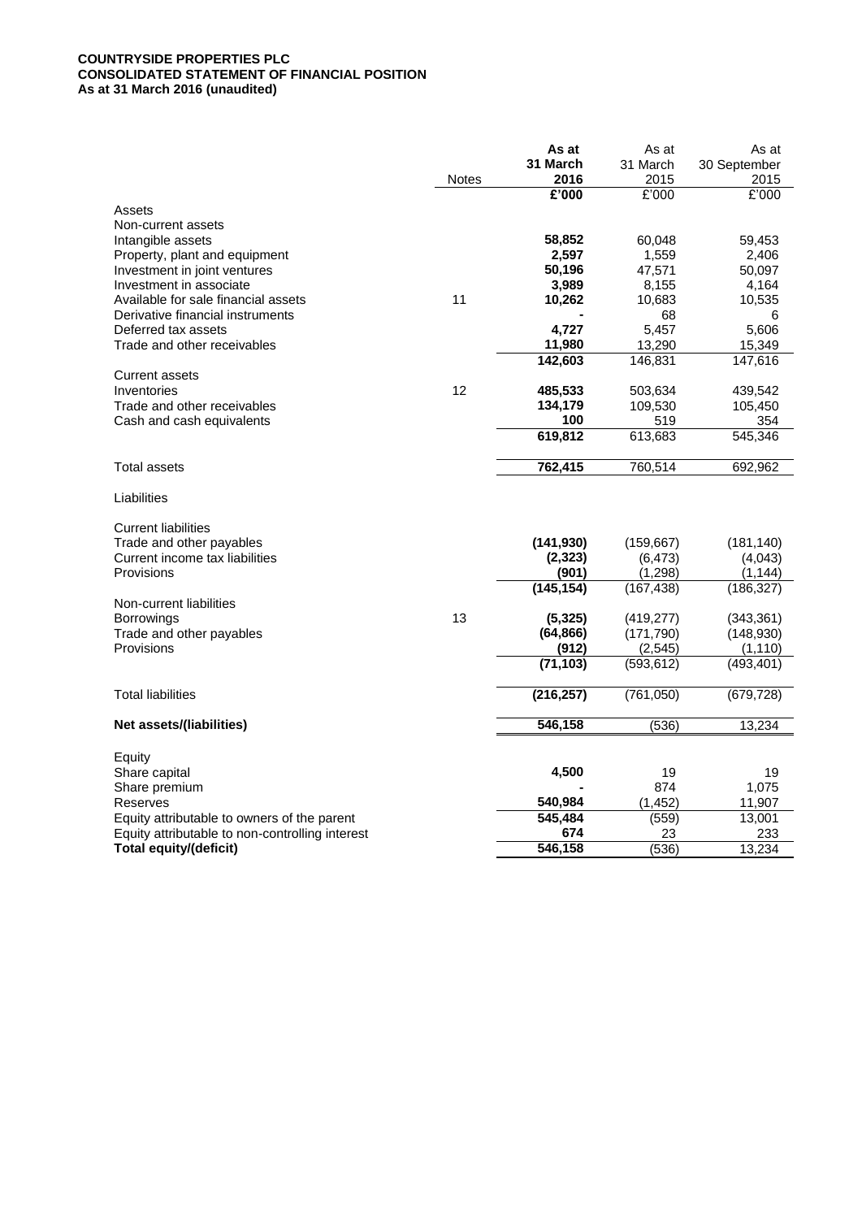**COUNTRYSIDE PROPERTIES PLC**
**CONSOLIDATED STATEMENT OF FINANCIAL POSITION**
**As at 31 March 2016 (unaudited)**

| | Notes | **As at 31 March 2016** | As at 31 March 2015 | As at 30 September 2015 |
|---|---|---|---|---|
| | | **£'000** | £'000 | £'000 |
| Assets | | | | |
| Non-current assets | | | | |
| Intangible assets | | **58,852** | 60,048 | 59,453 |
| Property, plant and equipment | | **2,597** | 1,559 | 2,406 |
| Investment in joint ventures | | **50,196** | 47,571 | 50,097 |
| Investment in associate | | **3,989** | 8,155 | 4,164 |
| Available for sale financial assets | 11 | **10,262** | 10,683 | 10,535 |
| Derivative financial instruments | | **-** | 68 | 6 |
| Deferred tax assets | | **4,727** | 5,457 | 5,606 |
| Trade and other receivables | | **11,980** | 13,290 | 15,349 |
| | | **142,603** | 146,831 | 147,616 |
| Current assets | | | | |
| Inventories | 12 | **485,533** | 503,634 | 439,542 |
| Trade and other receivables | | **134,179** | 109,530 | 105,450 |
| Cash and cash equivalents | | **100** | 519 | 354 |
| | | **619,812** | 613,683 | 545,346 |
| Total assets | | **762,415** | 760,514 | 692,962 |
| Liabilities | | | | |
| Current liabilities | | | | |
| Trade and other payables | | **(141,930)** | (159,667) | (181,140) |
| Current income tax liabilities | | **(2,323)** | (6,473) | (4,043) |
| Provisions | | **(901)** | (1,298) | (1,144) |
| | | **(145,154)** | (167,438) | (186,327) |
| Non-current liabilities | | | | |
| Borrowings | 13 | **(5,325)** | (419,277) | (343,361) |
| Trade and other payables | | **(64,866)** | (171,790) | (148,930) |
| Provisions | | **(912)** | (2,545) | (1,110) |
| | | **(71,103)** | (593,612) | (493,401) |
| Total liabilities | | **(216,257)** | (761,050) | (679,728) |
| **Net assets/(liabilities)** | | **546,158** | (536) | 13,234 |
| Equity | | | | |
| Share capital | | **4,500** | 19 | 19 |
| Share premium | | **-** | 874 | 1,075 |
| Reserves | | **540,984** | (1,452) | 11,907 |
| Equity attributable to owners of the parent | | **545,484** | (559) | 13,001 |
| Equity attributable to non-controlling interest | | **674** | 23 | 233 |
| **Total equity/(deficit)** | | **546,158** | (536) | 13,234 |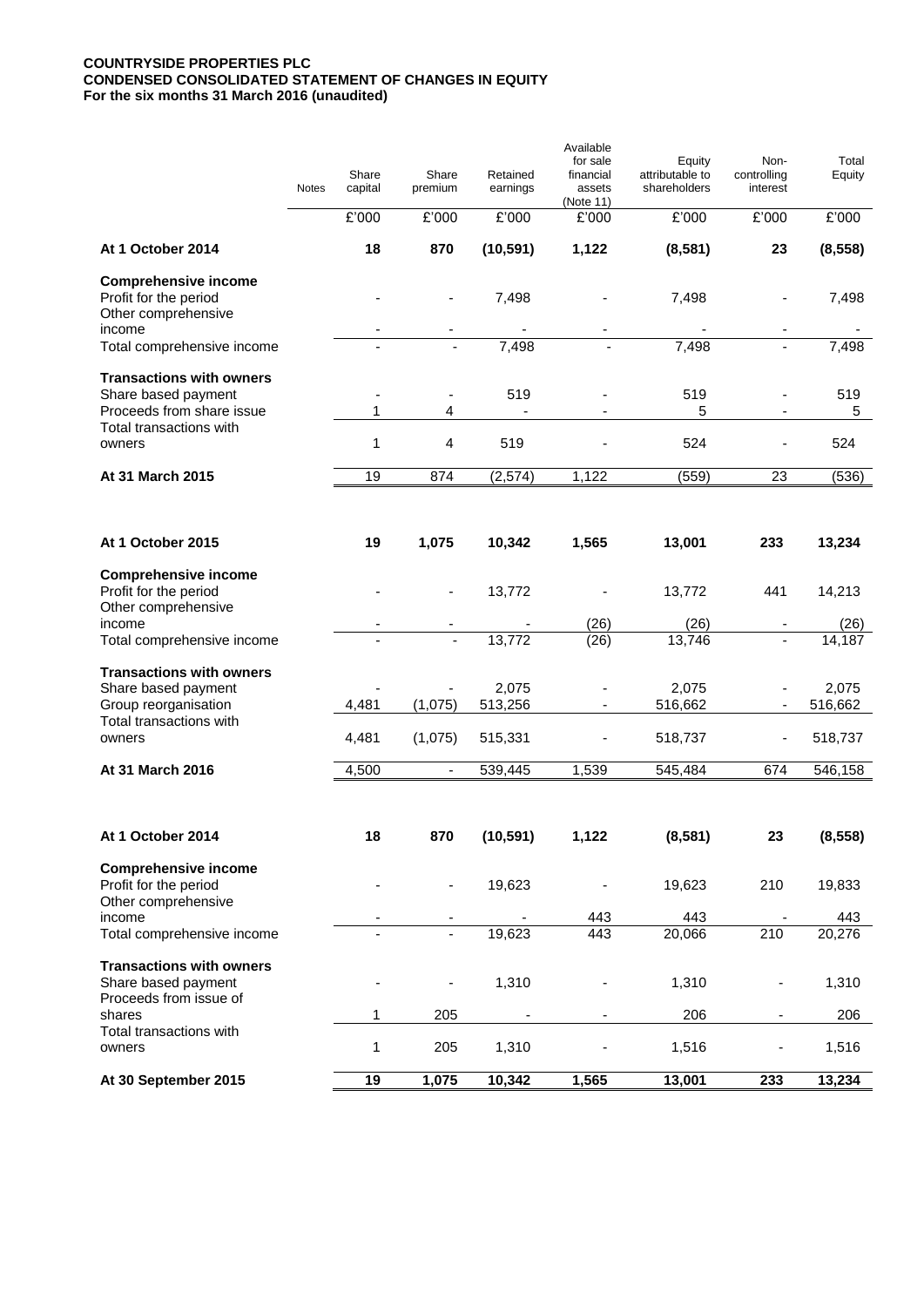**COUNTRYSIDE PROPERTIES PLC**
**CONDENSED CONSOLIDATED STATEMENT OF CHANGES IN EQUITY**
**For the six months 31 March 2016 (unaudited)**

| | Notes | Share capital | Share premium | Retained earnings | Available for sale financial assets (Note 11) | Equity attributable to shareholders | Non-controlling interest | Total Equity |
|---|---|---|---|---|---|---|---|---|
| | | £'000 | £'000 | £'000 | £'000 | £'000 | £'000 | £'000 |
| **At 1 October 2014** | | **18** | **870** | **(10,591)** | **1,122** | **(8,581)** | **23** | **(8,558)** |
| **Comprehensive income** | | | | | | | | |
| Profit for the period | | - | - | 7,498 | - | 7,498 | - | 7,498 |
| Other comprehensive income | | - | - | - | - | - | - | - |
| Total comprehensive income | | - | - | 7,498 | - | 7,498 | - | 7,498 |
| **Transactions with owners** | | | | | | | | |
| Share based payment | | - | - | 519 | - | 519 | - | 519 |
| Proceeds from share issue | | 1 | 4 | - | - | 5 | - | 5 |
| Total transactions with owners | | 1 | 4 | 519 | - | 524 | - | 524 |
| **At 31 March 2015** | | 19 | 874 | (2,574) | 1,122 | (559) | 23 | (536) |
| | | | | | | | | |
| **At 1 October 2015** | | **19** | **1,075** | **10,342** | **1,565** | **13,001** | **233** | **13,234** |
| **Comprehensive income** | | | | | | | | |
| Profit for the period | | - | - | 13,772 | - | 13,772 | 441 | 14,213 |
| Other comprehensive income | | - | - | - | (26) | (26) | - | (26) |
| Total comprehensive income | | - | - | 13,772 | (26) | 13,746 | - | 14,187 |
| **Transactions with owners** | | | | | | | | |
| Share based payment | | - | - | 2,075 | - | 2,075 | - | 2,075 |
| Group reorganisation | | 4,481 | (1,075) | 513,256 | - | 516,662 | - | 516,662 |
| Total transactions with owners | | 4,481 | (1,075) | 515,331 | - | 518,737 | - | 518,737 |
| **At 31 March 2016** | | 4,500 | - | 539,445 | 1,539 | 545,484 | 674 | 546,158 |
| | | | | | | | | |
| **At 1 October 2014** | | **18** | **870** | **(10,591)** | **1,122** | **(8,581)** | **23** | **(8,558)** |
| **Comprehensive income** | | | | | | | | |
| Profit for the period | | - | - | 19,623 | - | 19,623 | 210 | 19,833 |
| Other comprehensive income | | - | - | - | 443 | 443 | - | 443 |
| Total comprehensive income | | - | - | 19,623 | 443 | 20,066 | 210 | 20,276 |
| **Transactions with owners** | | | | | | | | |
| Share based payment | | - | - | 1,310 | - | 1,310 | - | 1,310 |
| Proceeds from issue of shares | | 1 | 205 | - | - | 206 | - | 206 |
| Total transactions with owners | | 1 | 205 | 1,310 | - | 1,516 | - | 1,516 |
| **At 30 September 2015** | | **19** | **1,075** | **10,342** | **1,565** | **13,001** | **233** | **13,234** |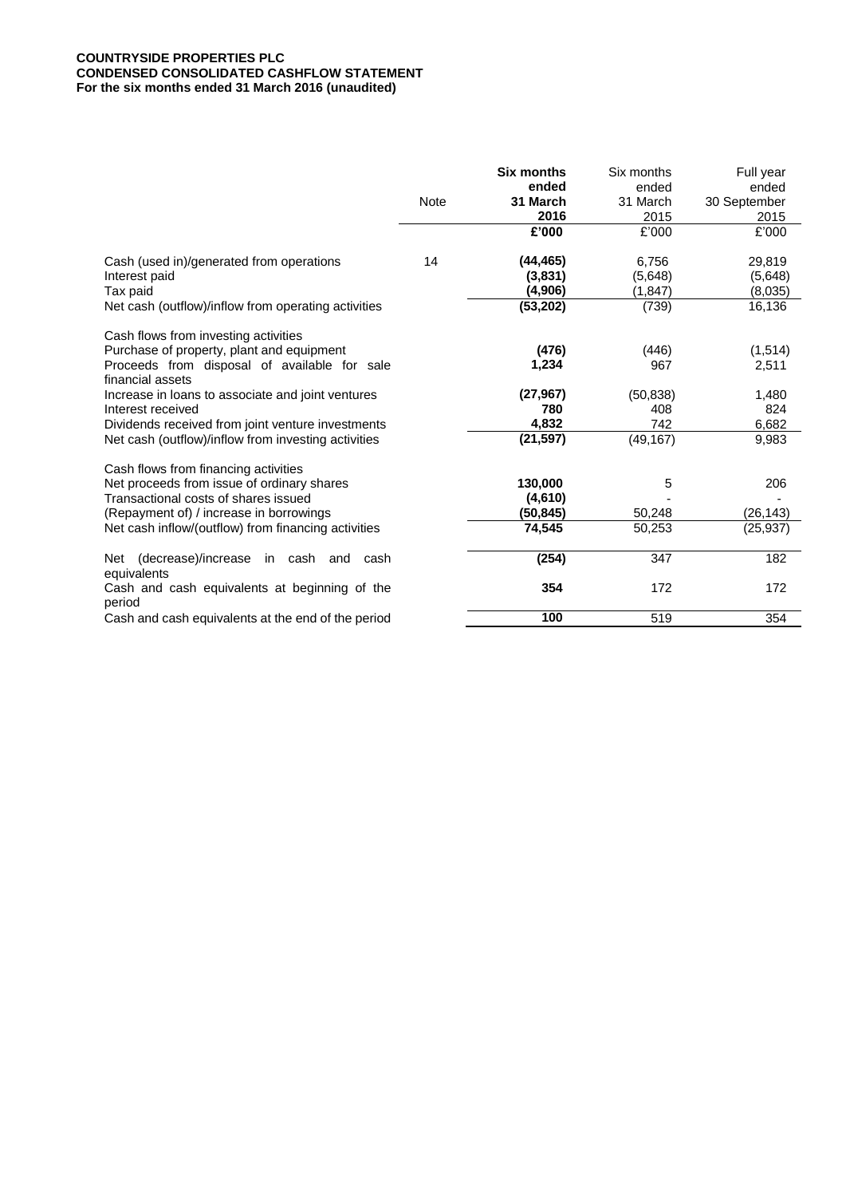**COUNTRYSIDE PROPERTIES PLC**
**CONDENSED CONSOLIDATED CASHFLOW STATEMENT**
**For the six months ended 31 March 2016 (unaudited)**

| | Note | **Six months ended 31 March 2016** | Six months ended 31 March 2015 | Full year ended 30 September 2015 |
|---|---|---|---|---|
| | | **£'000** | £'000 | £'000 |
| Cash (used in)/generated from operations | 14 | **(44,465)** | 6,756 | 29,819 |
| Interest paid | | **(3,831)** | (5,648) | (5,648) |
| Tax paid | | **(4,906)** | (1,847) | (8,035) |
| Net cash (outflow)/inflow from operating activities | | **(53,202)** | (739) | 16,136 |
| Cash flows from investing activities | | | | |
| Purchase of property, plant and equipment | | **(476)** | (446) | (1,514) |
| Proceeds from disposal of available for sale financial assets | | **1,234** | 967 | 2,511 |
| Increase in loans to associate and joint ventures | | **(27,967)** | (50,838) | 1,480 |
| Interest received | | **780** | 408 | 824 |
| Dividends received from joint venture investments | | **4,832** | 742 | 6,682 |
| Net cash (outflow)/inflow from investing activities | | **(21,597)** | (49,167) | 9,983 |
| Cash flows from financing activities | | | | |
| Net proceeds from issue of ordinary shares | | **130,000** | 5 | 206 |
| Transactional costs of shares issued | | **(4,610)** | - | - |
| (Repayment of) / increase in borrowings | | **(50,845)** | 50,248 | (26,143) |
| Net cash inflow/(outflow) from financing activities | | **74,545** | 50,253 | (25,937) |
| Net (decrease)/increase in cash and cash equivalents | | **(254)** | 347 | 182 |
| Cash and cash equivalents at beginning of the period | | **354** | 172 | 172 |
| Cash and cash equivalents at the end of the period | | **100** | 519 | 354 |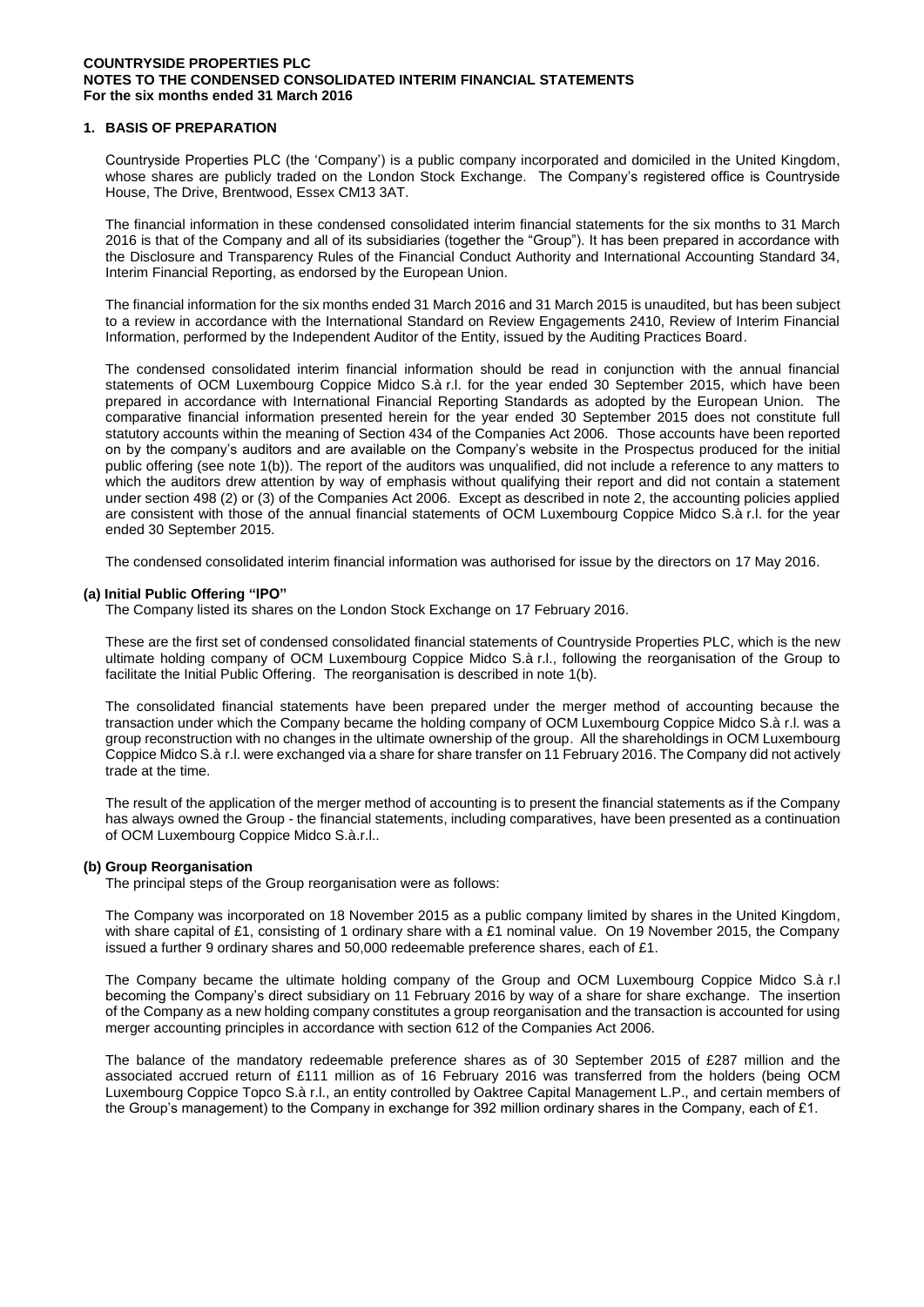**COUNTRYSIDE PROPERTIES PLC**
**NOTES TO THE CONDENSED CONSOLIDATED INTERIM FINANCIAL STATEMENTS**
**For the six months ended 31 March 2016**

## 1. BASIS OF PREPARATION

Countryside Properties PLC (the 'Company') is a public company incorporated and domiciled in the United Kingdom, whose shares are publicly traded on the London Stock Exchange. The Company's registered office is Countryside House, The Drive, Brentwood, Essex CM13 3AT.

The financial information in these condensed consolidated interim financial statements for the six months to 31 March 2016 is that of the Company and all of its subsidiaries (together the "Group"). It has been prepared in accordance with the Disclosure and Transparency Rules of the Financial Conduct Authority and International Accounting Standard 34, Interim Financial Reporting, as endorsed by the European Union.

The financial information for the six months ended 31 March 2016 and 31 March 2015 is unaudited, but has been subject to a review in accordance with the International Standard on Review Engagements 2410, Review of Interim Financial Information, performed by the Independent Auditor of the Entity, issued by the Auditing Practices Board.

The condensed consolidated interim financial information should be read in conjunction with the annual financial statements of OCM Luxembourg Coppice Midco S.à r.l. for the year ended 30 September 2015, which have been prepared in accordance with International Financial Reporting Standards as adopted by the European Union. The comparative financial information presented herein for the year ended 30 September 2015 does not constitute full statutory accounts within the meaning of Section 434 of the Companies Act 2006. Those accounts have been reported on by the company's auditors and are available on the Company's website in the Prospectus produced for the initial public offering (see note 1(b)). The report of the auditors was unqualified, did not include a reference to any matters to which the auditors drew attention by way of emphasis without qualifying their report and did not contain a statement under section 498 (2) or (3) of the Companies Act 2006. Except as described in note 2, the accounting policies applied are consistent with those of the annual financial statements of OCM Luxembourg Coppice Midco S.à r.l. for the year ended 30 September 2015.

The condensed consolidated interim financial information was authorised for issue by the directors on 17 May 2016.

### (a) Initial Public Offering "IPO"

The Company listed its shares on the London Stock Exchange on 17 February 2016.

These are the first set of condensed consolidated financial statements of Countryside Properties PLC, which is the new ultimate holding company of OCM Luxembourg Coppice Midco S.à r.l., following the reorganisation of the Group to facilitate the Initial Public Offering. The reorganisation is described in note 1(b).

The consolidated financial statements have been prepared under the merger method of accounting because the transaction under which the Company became the holding company of OCM Luxembourg Coppice Midco S.à r.l. was a group reconstruction with no changes in the ultimate ownership of the group. All the shareholdings in OCM Luxembourg Coppice Midco S.à r.l. were exchanged via a share for share transfer on 11 February 2016. The Company did not actively trade at the time.

The result of the application of the merger method of accounting is to present the financial statements as if the Company has always owned the Group - the financial statements, including comparatives, have been presented as a continuation of OCM Luxembourg Coppice Midco S.à.r.l..

### (b) Group Reorganisation

The principal steps of the Group reorganisation were as follows:

The Company was incorporated on 18 November 2015 as a public company limited by shares in the United Kingdom, with share capital of £1, consisting of 1 ordinary share with a £1 nominal value. On 19 November 2015, the Company issued a further 9 ordinary shares and 50,000 redeemable preference shares, each of £1.

The Company became the ultimate holding company of the Group and OCM Luxembourg Coppice Midco S.à r.l becoming the Company's direct subsidiary on 11 February 2016 by way of a share for share exchange. The insertion of the Company as a new holding company constitutes a group reorganisation and the transaction is accounted for using merger accounting principles in accordance with section 612 of the Companies Act 2006.

The balance of the mandatory redeemable preference shares as of 30 September 2015 of £287 million and the associated accrued return of £111 million as of 16 February 2016 was transferred from the holders (being OCM Luxembourg Coppice Topco S.à r.l., an entity controlled by Oaktree Capital Management L.P., and certain members of the Group's management) to the Company in exchange for 392 million ordinary shares in the Company, each of £1.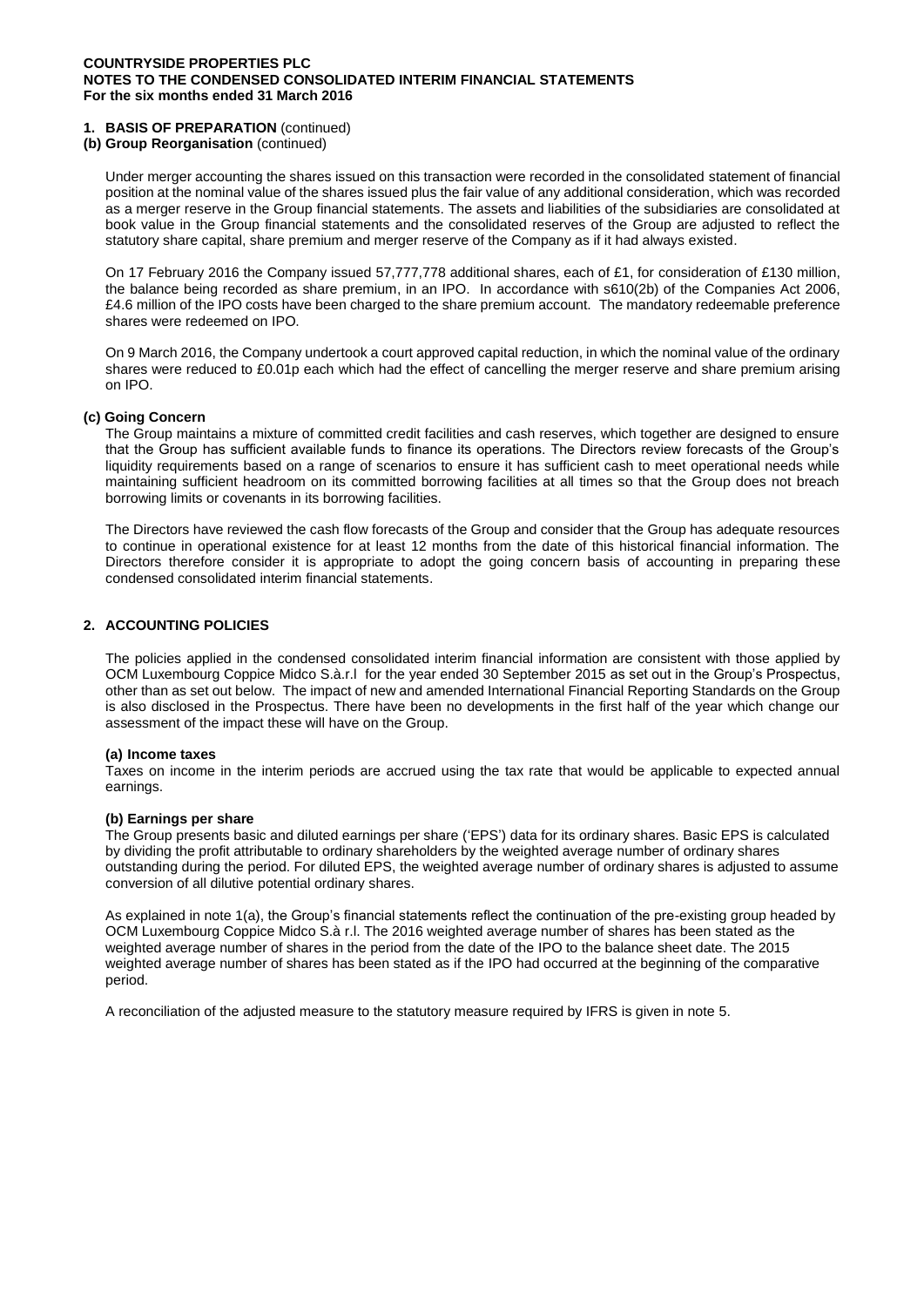**COUNTRYSIDE PROPERTIES PLC**
**NOTES TO THE CONDENSED CONSOLIDATED INTERIM FINANCIAL STATEMENTS**
**For the six months ended 31 March 2016**

**1. BASIS OF PREPARATION** (continued)

**(b) Group Reorganisation** (continued)

Under merger accounting the shares issued on this transaction were recorded in the consolidated statement of financial position at the nominal value of the shares issued plus the fair value of any additional consideration, which was recorded as a merger reserve in the Group financial statements. The assets and liabilities of the subsidiaries are consolidated at book value in the Group financial statements and the consolidated reserves of the Group are adjusted to reflect the statutory share capital, share premium and merger reserve of the Company as if it had always existed.

On 17 February 2016 the Company issued 57,777,778 additional shares, each of £1, for consideration of £130 million, the balance being recorded as share premium, in an IPO. In accordance with s610(2b) of the Companies Act 2006, £4.6 million of the IPO costs have been charged to the share premium account. The mandatory redeemable preference shares were redeemed on IPO.

On 9 March 2016, the Company undertook a court approved capital reduction, in which the nominal value of the ordinary shares were reduced to £0.01p each which had the effect of cancelling the merger reserve and share premium arising on IPO.

**(c) Going Concern**

The Group maintains a mixture of committed credit facilities and cash reserves, which together are designed to ensure that the Group has sufficient available funds to finance its operations. The Directors review forecasts of the Group's liquidity requirements based on a range of scenarios to ensure it has sufficient cash to meet operational needs while maintaining sufficient headroom on its committed borrowing facilities at all times so that the Group does not breach borrowing limits or covenants in its borrowing facilities.

The Directors have reviewed the cash flow forecasts of the Group and consider that the Group has adequate resources to continue in operational existence for at least 12 months from the date of this historical financial information. The Directors therefore consider it is appropriate to adopt the going concern basis of accounting in preparing these condensed consolidated interim financial statements.

**2. ACCOUNTING POLICIES**

The policies applied in the condensed consolidated interim financial information are consistent with those applied by OCM Luxembourg Coppice Midco S.à.r.l for the year ended 30 September 2015 as set out in the Group's Prospectus, other than as set out below. The impact of new and amended International Financial Reporting Standards on the Group is also disclosed in the Prospectus. There have been no developments in the first half of the year which change our assessment of the impact these will have on the Group.

**(a) Income taxes**

Taxes on income in the interim periods are accrued using the tax rate that would be applicable to expected annual earnings.

**(b) Earnings per share**

The Group presents basic and diluted earnings per share ('EPS') data for its ordinary shares. Basic EPS is calculated by dividing the profit attributable to ordinary shareholders by the weighted average number of ordinary shares outstanding during the period. For diluted EPS, the weighted average number of ordinary shares is adjusted to assume conversion of all dilutive potential ordinary shares.

As explained in note 1(a), the Group's financial statements reflect the continuation of the pre-existing group headed by OCM Luxembourg Coppice Midco S.à r.l. The 2016 weighted average number of shares has been stated as the weighted average number of shares in the period from the date of the IPO to the balance sheet date. The 2015 weighted average number of shares has been stated as if the IPO had occurred at the beginning of the comparative period.

A reconciliation of the adjusted measure to the statutory measure required by IFRS is given in note 5.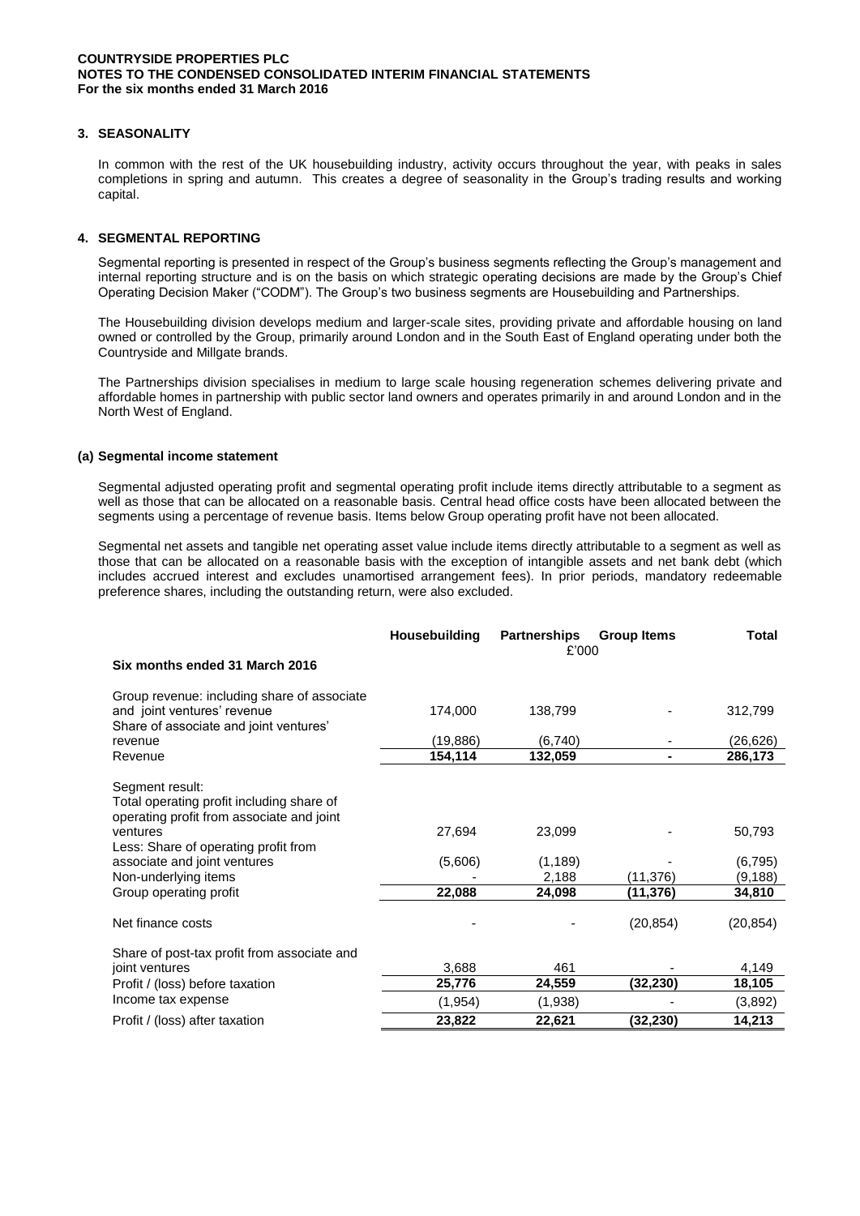**COUNTRYSIDE PROPERTIES PLC**
**NOTES TO THE CONDENSED CONSOLIDATED INTERIM FINANCIAL STATEMENTS**
**For the six months ended 31 March 2016**

## 3. SEASONALITY

In common with the rest of the UK housebuilding industry, activity occurs throughout the year, with peaks in sales completions in spring and autumn. This creates a degree of seasonality in the Group's trading results and working capital.

## 4. SEGMENTAL REPORTING

Segmental reporting is presented in respect of the Group's business segments reflecting the Group's management and internal reporting structure and is on the basis on which strategic operating decisions are made by the Group's Chief Operating Decision Maker ("CODM"). The Group's two business segments are Housebuilding and Partnerships.

The Housebuilding division develops medium and larger-scale sites, providing private and affordable housing on land owned or controlled by the Group, primarily around London and in the South East of England operating under both the Countryside and Millgate brands.

The Partnerships division specialises in medium to large scale housing regeneration schemes delivering private and affordable homes in partnership with public sector land owners and operates primarily in and around London and in the North West of England.

### (a) Segmental income statement

Segmental adjusted operating profit and segmental operating profit include items directly attributable to a segment as well as those that can be allocated on a reasonable basis. Central head office costs have been allocated between the segments using a percentage of revenue basis. Items below Group operating profit have not been allocated.

Segmental net assets and tangible net operating asset value include items directly attributable to a segment as well as those that can be allocated on a reasonable basis with the exception of intangible assets and net bank debt (which includes accrued interest and excludes unamortised arrangement fees). In prior periods, mandatory redeemable preference shares, including the outstanding return, were also excluded.

| | Housebuilding | Partnerships | Group Items | Total |
|---|---|---|---|---|
| | | £'000 | | |
| **Six months ended 31 March 2016** | | | | |
| Group revenue: including share of associate and joint ventures' revenue | 174,000 | 138,799 | - | 312,799 |
| Share of associate and joint ventures' revenue | (19,886) | (6,740) | - | (26,626) |
| Revenue | **154,114** | **132,059** | **-** | **286,173** |
| Segment result: | | | | |
| Total operating profit including share of operating profit from associate and joint ventures | 27,694 | 23,099 | - | 50,793 |
| Less: Share of operating profit from associate and joint ventures | (5,606) | (1,189) | - | (6,795) |
| Non-underlying items | - | 2,188 | (11,376) | (9,188) |
| Group operating profit | **22,088** | **24,098** | **(11,376)** | **34,810** |
| Net finance costs | - | - | (20,854) | (20,854) |
| Share of post-tax profit from associate and joint ventures | 3,688 | 461 | - | 4,149 |
| Profit / (loss) before taxation | **25,776** | **24,559** | **(32,230)** | **18,105** |
| Income tax expense | (1,954) | (1,938) | - | (3,892) |
| Profit / (loss) after taxation | **23,822** | **22,621** | **(32,230)** | **14,213** |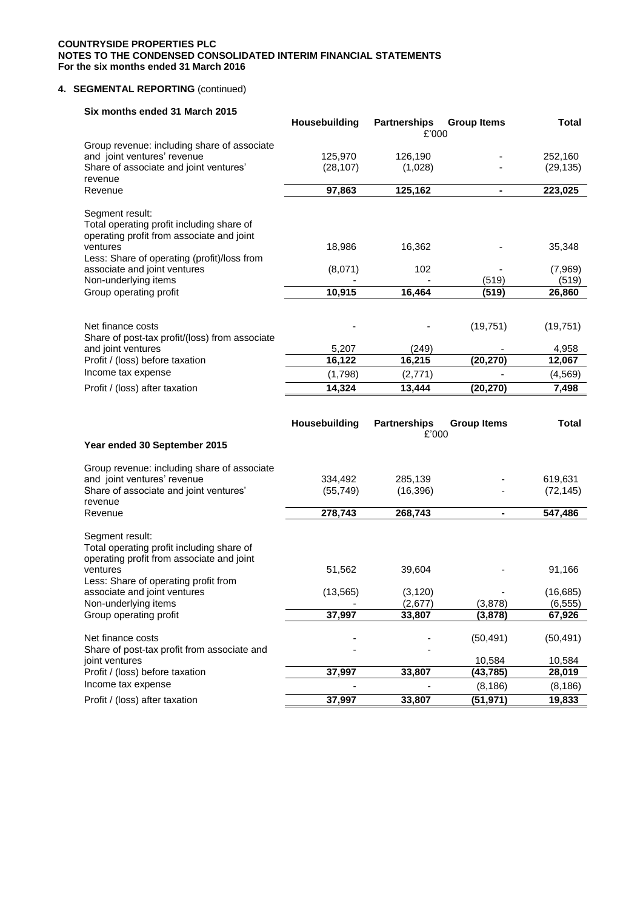**COUNTRYSIDE PROPERTIES PLC**
**NOTES TO THE CONDENSED CONSOLIDATED INTERIM FINANCIAL STATEMENTS**
**For the six months ended 31 March 2016**

## 4. SEGMENTAL REPORTING (continued)

### Six months ended 31 March 2015

| | Housebuilding | Partnerships | Group Items | Total |
|---|---|---|---|---|
| | | £'000 | | |
| Group revenue: including share of associate and joint ventures' revenue | 125,970 | 126,190 | - | 252,160 |
| Share of associate and joint ventures' revenue | (28,107) | (1,028) | - | (29,135) |
| Revenue | **97,863** | **125,162** | **-** | **223,025** |
| Segment result: | | | | |
| Total operating profit including share of operating profit from associate and joint ventures | 18,986 | 16,362 | - | 35,348 |
| Less: Share of operating (profit)/loss from associate and joint ventures | (8,071) | 102 | - | (7,969) |
| Non-underlying items | - | - | (519) | (519) |
| Group operating profit | **10,915** | **16,464** | **(519)** | **26,860** |
| Net finance costs | - | - | (19,751) | (19,751) |
| Share of post-tax profit/(loss) from associate and joint ventures | 5,207 | (249) | - | 4,958 |
| Profit / (loss) before taxation | **16,122** | **16,215** | **(20,270)** | **12,067** |
| Income tax expense | (1,798) | (2,771) | - | (4,569) |
| Profit / (loss) after taxation | **14,324** | **13,444** | **(20,270)** | **7,498** |

### Year ended 30 September 2015

| | Housebuilding | Partnerships | Group Items | Total |
|---|---|---|---|---|
| | | £'000 | | |
| Group revenue: including share of associate and joint ventures' revenue | 334,492 | 285,139 | - | 619,631 |
| Share of associate and joint ventures' revenue | (55,749) | (16,396) | - | (72,145) |
| Revenue | **278,743** | **268,743** | **-** | **547,486** |
| Segment result: | | | | |
| Total operating profit including share of operating profit from associate and joint ventures | 51,562 | 39,604 | - | 91,166 |
| Less: Share of operating profit from associate and joint ventures | (13,565) | (3,120) | - | (16,685) |
| Non-underlying items | - | (2,677) | (3,878) | (6,555) |
| Group operating profit | **37,997** | **33,807** | **(3,878)** | **67,926** |
| Net finance costs | - | - | (50,491) | (50,491) |
| Share of post-tax profit from associate and joint ventures | - | - | 10,584 | 10,584 |
| Profit / (loss) before taxation | **37,997** | **33,807** | **(43,785)** | **28,019** |
| Income tax expense | - | - | (8,186) | (8,186) |
| Profit / (loss) after taxation | **37,997** | **33,807** | **(51,971)** | **19,833** |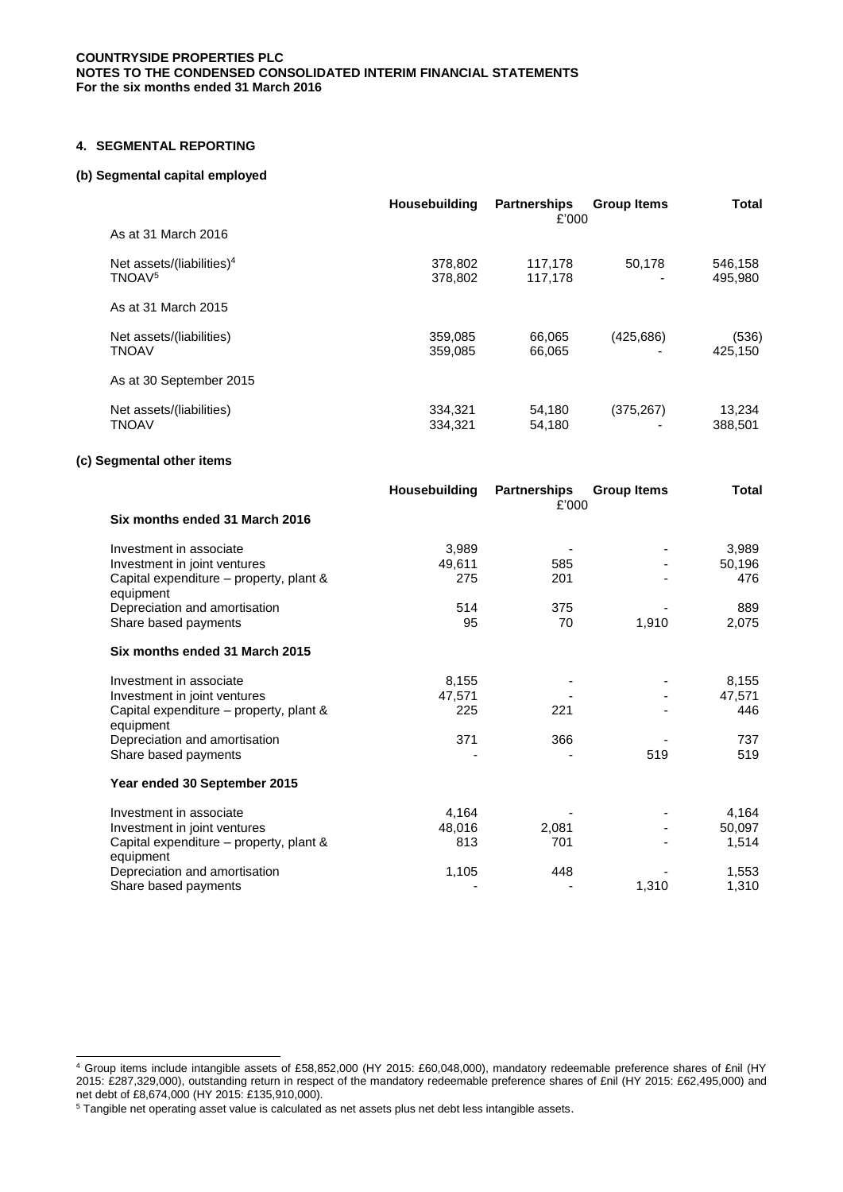**COUNTRYSIDE PROPERTIES PLC**
**NOTES TO THE CONDENSED CONSOLIDATED INTERIM FINANCIAL STATEMENTS**
**For the six months ended 31 March 2016**

### 4. SEGMENTAL REPORTING

#### (b) Segmental capital employed

| | Housebuilding | Partnerships £'000 | Group Items | Total |
|---|---|---|---|---|
| As at 31 March 2016 | | | | |
| Net assets/(liabilities)[4] | 378,802 | 117,178 | 50,178 | 546,158 |
| TNOAV[5] | 378,802 | 117,178 | - | 495,980 |
| As at 31 March 2015 | | | | |
| Net assets/(liabilities) | 359,085 | 66,065 | (425,686) | (536) |
| TNOAV | 359,085 | 66,065 | - | 425,150 |
| As at 30 September 2015 | | | | |
| Net assets/(liabilities) | 334,321 | 54,180 | (375,267) | 13,234 |
| TNOAV | 334,321 | 54,180 | - | 388,501 |

#### (c) Segmental other items

| | Housebuilding | Partnerships £'000 | Group Items | Total |
|---|---|---|---|---|
| **Six months ended 31 March 2016** | | | | |
| Investment in associate | 3,989 | - | - | 3,989 |
| Investment in joint ventures | 49,611 | 585 | - | 50,196 |
| Capital expenditure – property, plant & equipment | 275 | 201 | - | 476 |
| Depreciation and amortisation | 514 | 375 | - | 889 |
| Share based payments | 95 | 70 | 1,910 | 2,075 |
| **Six months ended 31 March 2015** | | | | |
| Investment in associate | 8,155 | - | - | 8,155 |
| Investment in joint ventures | 47,571 | - | - | 47,571 |
| Capital expenditure – property, plant & equipment | 225 | 221 | - | 446 |
| Depreciation and amortisation | 371 | 366 | - | 737 |
| Share based payments | - | - | 519 | 519 |
| **Year ended 30 September 2015** | | | | |
| Investment in associate | 4,164 | - | - | 4,164 |
| Investment in joint ventures | 48,016 | 2,081 | - | 50,097 |
| Capital expenditure – property, plant & equipment | 813 | 701 | - | 1,514 |
| Depreciation and amortisation | 1,105 | 448 | - | 1,553 |
| Share based payments | - | - | 1,310 | 1,310 |

---

[4] Group items include intangible assets of £58,852,000 (HY 2015: £60,048,000), mandatory redeemable preference shares of £nil (HY 2015: £287,329,000), outstanding return in respect of the mandatory redeemable preference shares of £nil (HY 2015: £62,495,000) and net debt of £8,674,000 (HY 2015: £135,910,000).

[5] Tangible net operating asset value is calculated as net assets plus net debt less intangible assets.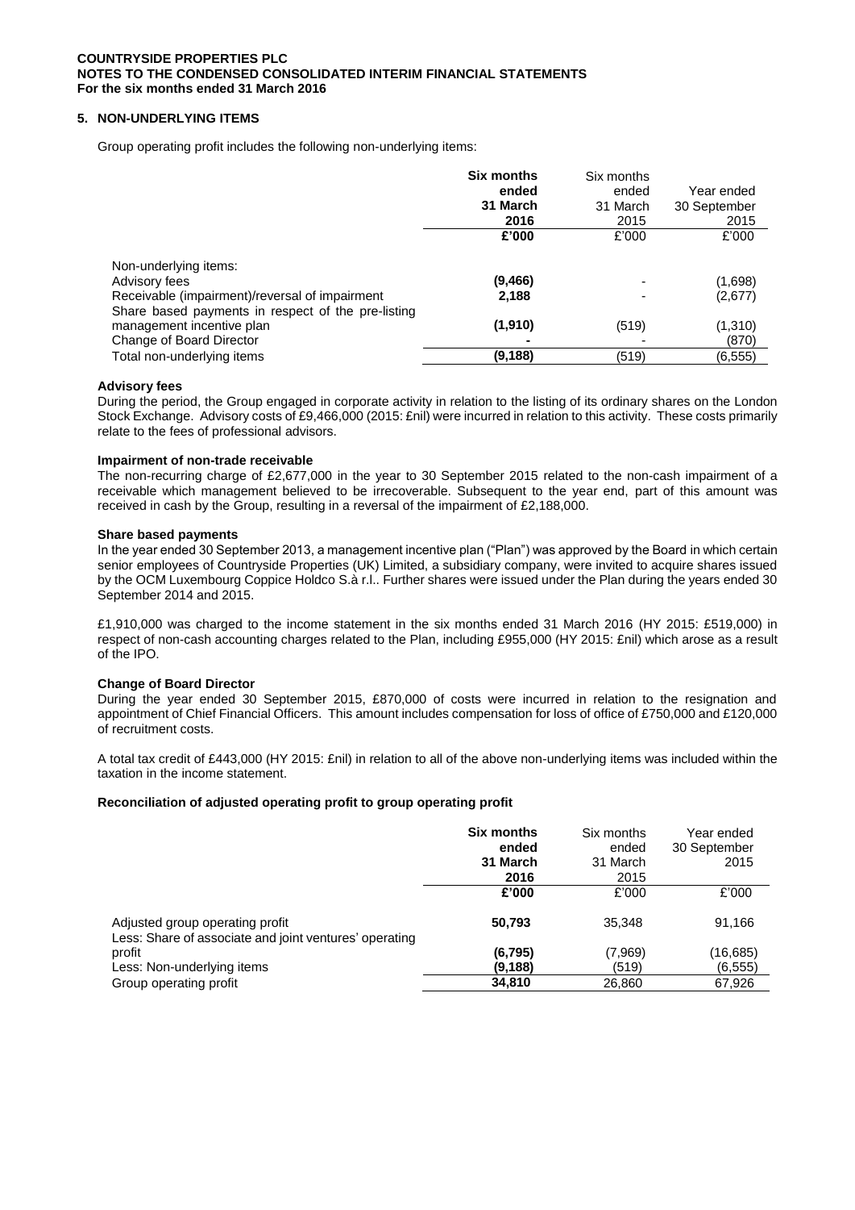**COUNTRYSIDE PROPERTIES PLC**
**NOTES TO THE CONDENSED CONSOLIDATED INTERIM FINANCIAL STATEMENTS**
**For the six months ended 31 March 2016**

## 5. NON-UNDERLYING ITEMS

Group operating profit includes the following non-underlying items:

| | **Six months ended 31 March 2016** | Six months ended 31 March 2015 | Year ended 30 September 2015 |
|---|---|---|---|
| | **£'000** | £'000 | £'000 |
| Non-underlying items: | | | |
| Advisory fees | **(9,466)** | - | (1,698) |
| Receivable (impairment)/reversal of impairment | **2,188** | - | (2,677) |
| Share based payments in respect of the pre-listing management incentive plan | **(1,910)** | (519) | (1,310) |
| Change of Board Director | **-** | - | (870) |
| Total non-underlying items | **(9,188)** | (519) | (6,555) |

**Advisory fees**

During the period, the Group engaged in corporate activity in relation to the listing of its ordinary shares on the London Stock Exchange. Advisory costs of £9,466,000 (2015: £nil) were incurred in relation to this activity. These costs primarily relate to the fees of professional advisors.

**Impairment of non-trade receivable**

The non-recurring charge of £2,677,000 in the year to 30 September 2015 related to the non-cash impairment of a receivable which management believed to be irrecoverable. Subsequent to the year end, part of this amount was received in cash by the Group, resulting in a reversal of the impairment of £2,188,000.

**Share based payments**

In the year ended 30 September 2013, a management incentive plan ("Plan") was approved by the Board in which certain senior employees of Countryside Properties (UK) Limited, a subsidiary company, were invited to acquire shares issued by the OCM Luxembourg Coppice Holdco S.à r.l.. Further shares were issued under the Plan during the years ended 30 September 2014 and 2015.

£1,910,000 was charged to the income statement in the six months ended 31 March 2016 (HY 2015: £519,000) in respect of non-cash accounting charges related to the Plan, including £955,000 (HY 2015: £nil) which arose as a result of the IPO.

**Change of Board Director**

During the year ended 30 September 2015, £870,000 of costs were incurred in relation to the resignation and appointment of Chief Financial Officers. This amount includes compensation for loss of office of £750,000 and £120,000 of recruitment costs.

A total tax credit of £443,000 (HY 2015: £nil) in relation to all of the above non-underlying items was included within the taxation in the income statement.

**Reconciliation of adjusted operating profit to group operating profit**

| | **Six months ended 31 March 2016** | Six months ended 31 March 2015 | Year ended 30 September 2015 |
|---|---|---|---|
| | **£'000** | £'000 | £'000 |
| Adjusted group operating profit | **50,793** | 35,348 | 91,166 |
| Less: Share of associate and joint ventures' operating profit | **(6,795)** | (7,969) | (16,685) |
| Less: Non-underlying items | **(9,188)** | (519) | (6,555) |
| Group operating profit | **34,810** | 26,860 | 67,926 |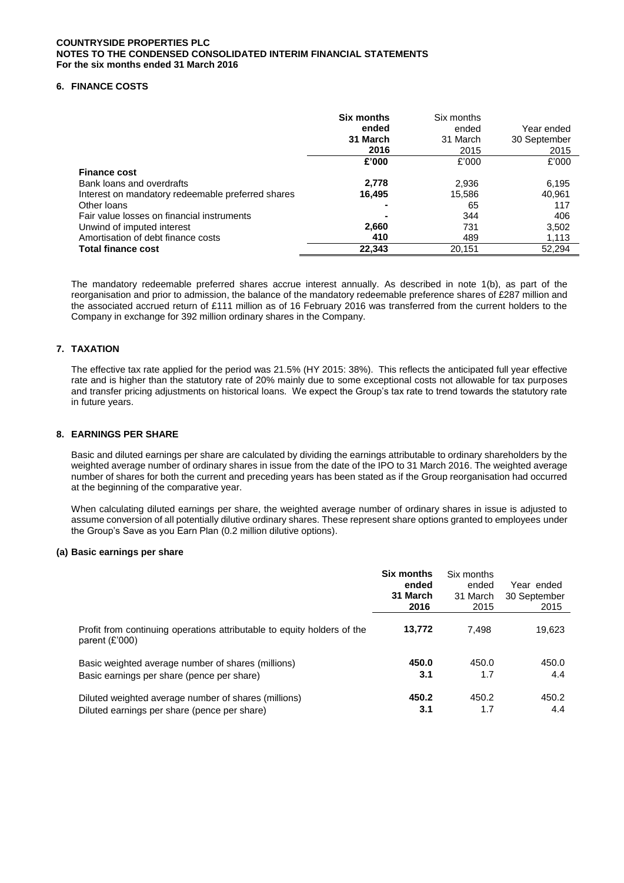**COUNTRYSIDE PROPERTIES PLC**
**NOTES TO THE CONDENSED CONSOLIDATED INTERIM FINANCIAL STATEMENTS**
**For the six months ended 31 March 2016**

## 6. FINANCE COSTS

| | **Six months ended 31 March 2016** | Six months ended 31 March 2015 | Year ended 30 September 2015 |
|---|---|---|---|
| | **£'000** | £'000 | £'000 |
| **Finance cost** | | | |
| Bank loans and overdrafts | **2,778** | 2,936 | 6,195 |
| Interest on mandatory redeemable preferred shares | **16,495** | 15,586 | 40,961 |
| Other loans | **-** | 65 | 117 |
| Fair value losses on financial instruments | **-** | 344 | 406 |
| Unwind of imputed interest | **2,660** | 731 | 3,502 |
| Amortisation of debt finance costs | **410** | 489 | 1,113 |
| **Total finance cost** | **22,343** | 20,151 | 52,294 |

The mandatory redeemable preferred shares accrue interest annually. As described in note 1(b), as part of the reorganisation and prior to admission, the balance of the mandatory redeemable preference shares of £287 million and the associated accrued return of £111 million as of 16 February 2016 was transferred from the current holders to the Company in exchange for 392 million ordinary shares in the Company.

## 7. TAXATION

The effective tax rate applied for the period was 21.5% (HY 2015: 38%). This reflects the anticipated full year effective rate and is higher than the statutory rate of 20% mainly due to some exceptional costs not allowable for tax purposes and transfer pricing adjustments on historical loans. We expect the Group's tax rate to trend towards the statutory rate in future years.

## 8. EARNINGS PER SHARE

Basic and diluted earnings per share are calculated by dividing the earnings attributable to ordinary shareholders by the weighted average number of ordinary shares in issue from the date of the IPO to 31 March 2016. The weighted average number of shares for both the current and preceding years has been stated as if the Group reorganisation had occurred at the beginning of the comparative year.

When calculating diluted earnings per share, the weighted average number of ordinary shares in issue is adjusted to assume conversion of all potentially dilutive ordinary shares. These represent share options granted to employees under the Group's Save as you Earn Plan (0.2 million dilutive options).

### (a) Basic earnings per share

| | **Six months ended 31 March 2016** | Six months ended 31 March 2015 | Year ended 30 September 2015 |
|---|---|---|---|
| Profit from continuing operations attributable to equity holders of the parent (£'000) | **13,772** | 7,498 | 19,623 |
| Basic weighted average number of shares (millions) | **450.0** | 450.0 | 450.0 |
| Basic earnings per share (pence per share) | **3.1** | 1.7 | 4.4 |
| Diluted weighted average number of shares (millions) | **450.2** | 450.2 | 450.2 |
| Diluted earnings per share (pence per share) | **3.1** | 1.7 | 4.4 |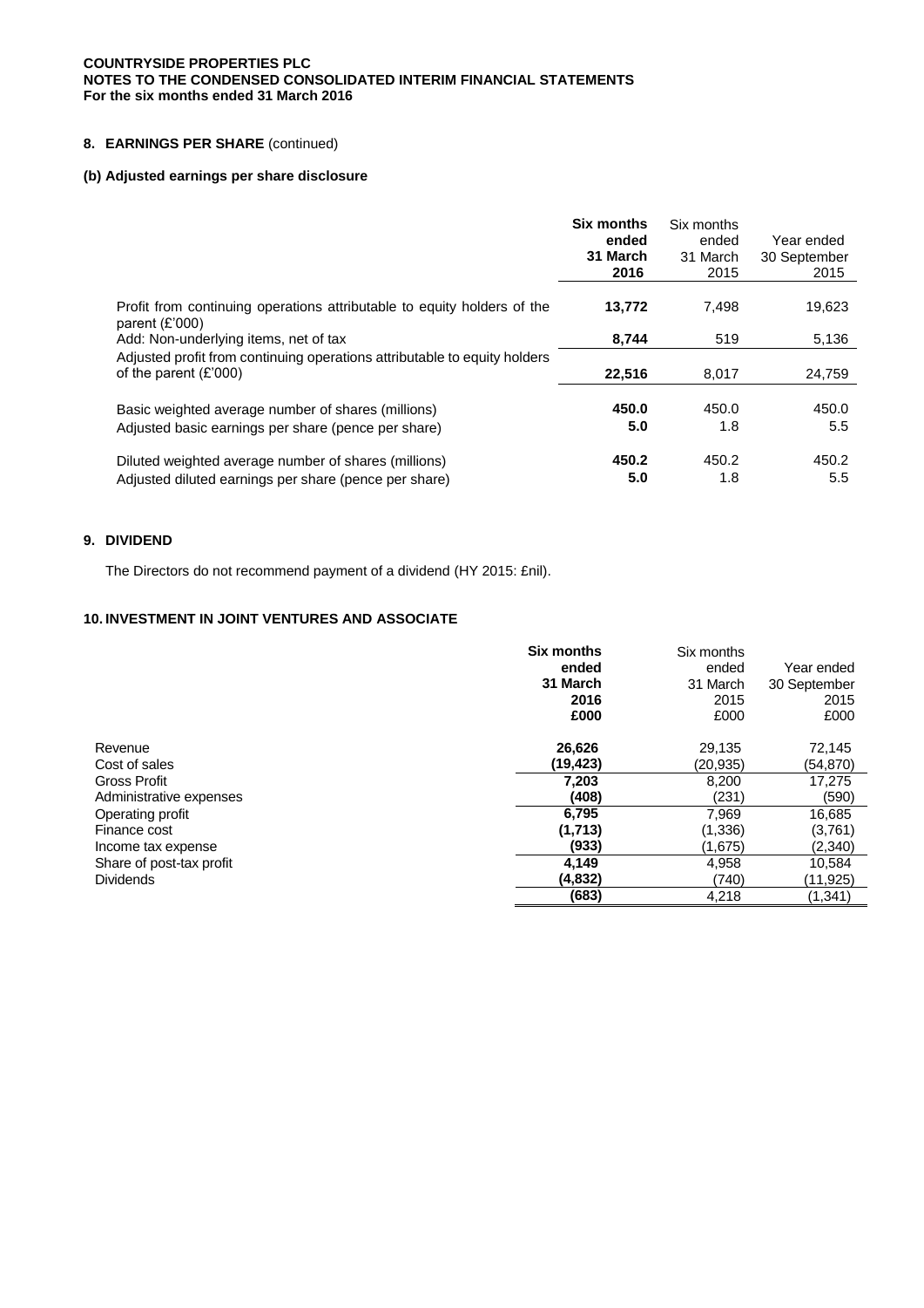**COUNTRYSIDE PROPERTIES PLC**
**NOTES TO THE CONDENSED CONSOLIDATED INTERIM FINANCIAL STATEMENTS**
**For the six months ended 31 March 2016**

## 8. EARNINGS PER SHARE (continued)

### (b) Adjusted earnings per share disclosure

| | **Six months ended 31 March 2016** | Six months ended 31 March 2015 | Year ended 30 September 2015 |
|---|---|---|---|
| Profit from continuing operations attributable to equity holders of the parent (£'000) | **13,772** | 7,498 | 19,623 |
| Add: Non-underlying items, net of tax | **8,744** | 519 | 5,136 |
| Adjusted profit from continuing operations attributable to equity holders of the parent (£'000) | **22,516** | 8,017 | 24,759 |
| Basic weighted average number of shares (millions) | **450.0** | 450.0 | 450.0 |
| Adjusted basic earnings per share (pence per share) | **5.0** | 1.8 | 5.5 |
| Diluted weighted average number of shares (millions) | **450.2** | 450.2 | 450.2 |
| Adjusted diluted earnings per share (pence per share) | **5.0** | 1.8 | 5.5 |

## 9. DIVIDEND

The Directors do not recommend payment of a dividend (HY 2015: £nil).

## 10. INVESTMENT IN JOINT VENTURES AND ASSOCIATE

| | **Six months ended 31 March 2016 £000** | Six months ended 31 March 2015 £000 | Year ended 30 September 2015 £000 |
|---|---|---|---|
| Revenue | **26,626** | 29,135 | 72,145 |
| Cost of sales | **(19,423)** | (20,935) | (54,870) |
| Gross Profit | **7,203** | 8,200 | 17,275 |
| Administrative expenses | **(408)** | (231) | (590) |
| Operating profit | **6,795** | 7,969 | 16,685 |
| Finance cost | **(1,713)** | (1,336) | (3,761) |
| Income tax expense | **(933)** | (1,675) | (2,340) |
| Share of post-tax profit | **4,149** | 4,958 | 10,584 |
| Dividends | **(4,832)** | (740) | (11,925) |
| | **(683)** | 4,218 | (1,341) |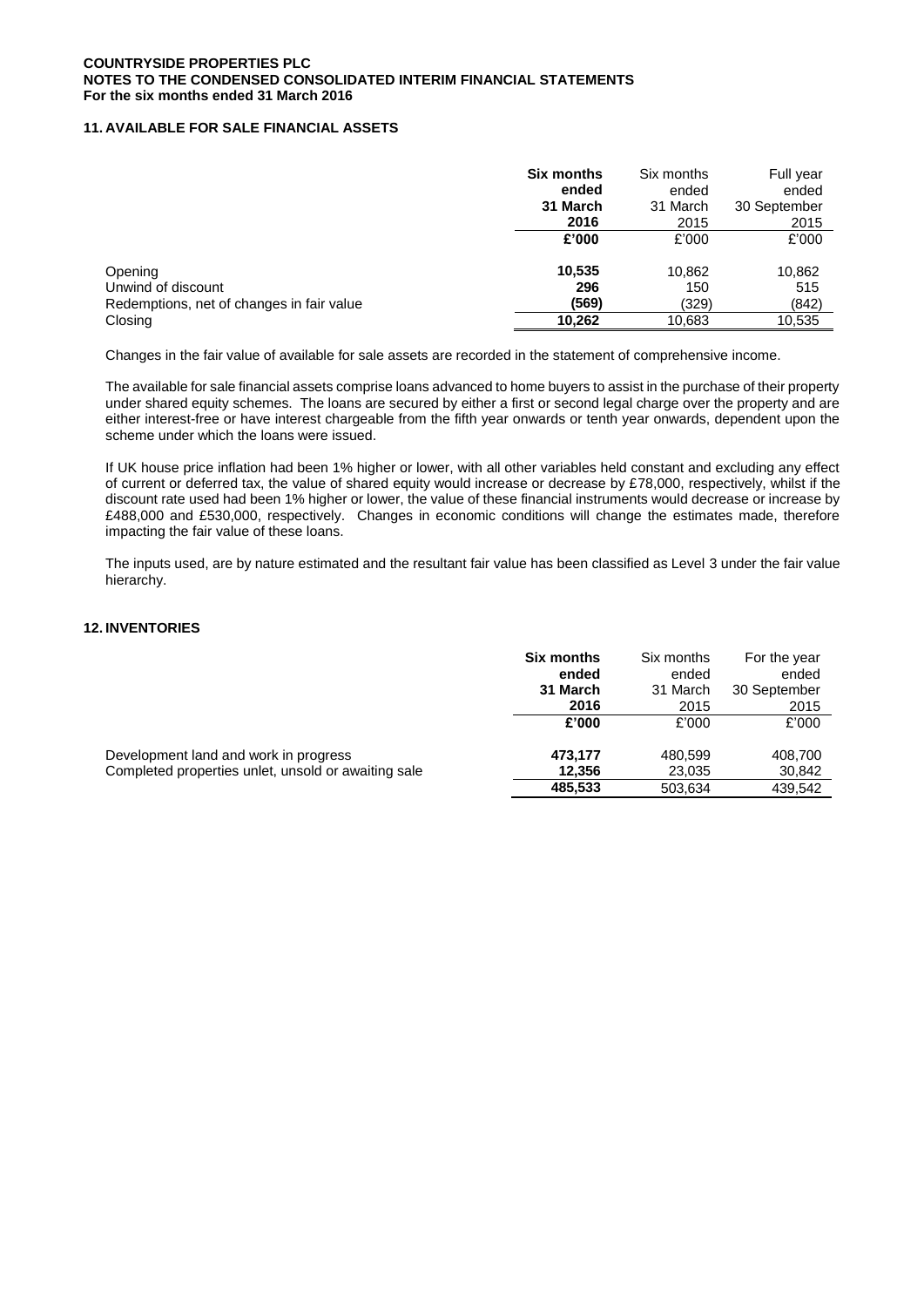**COUNTRYSIDE PROPERTIES PLC**
**NOTES TO THE CONDENSED CONSOLIDATED INTERIM FINANCIAL STATEMENTS**
**For the six months ended 31 March 2016**

## 11. AVAILABLE FOR SALE FINANCIAL ASSETS

| | **Six months ended 31 March 2016** | Six months ended 31 March 2015 | Full year ended 30 September 2015 |
|---|---|---|---|
| | **£'000** | £'000 | £'000 |
| Opening | **10,535** | 10,862 | 10,862 |
| Unwind of discount | **296** | 150 | 515 |
| Redemptions, net of changes in fair value | **(569)** | (329) | (842) |
| Closing | **10,262** | 10,683 | 10,535 |

Changes in the fair value of available for sale assets are recorded in the statement of comprehensive income.

The available for sale financial assets comprise loans advanced to home buyers to assist in the purchase of their property under shared equity schemes. The loans are secured by either a first or second legal charge over the property and are either interest-free or have interest chargeable from the fifth year onwards or tenth year onwards, dependent upon the scheme under which the loans were issued.

If UK house price inflation had been 1% higher or lower, with all other variables held constant and excluding any effect of current or deferred tax, the value of shared equity would increase or decrease by £78,000, respectively, whilst if the discount rate used had been 1% higher or lower, the value of these financial instruments would decrease or increase by £488,000 and £530,000, respectively. Changes in economic conditions will change the estimates made, therefore impacting the fair value of these loans.

The inputs used, are by nature estimated and the resultant fair value has been classified as Level 3 under the fair value hierarchy.

## 12. INVENTORIES

| | **Six months ended 31 March 2016** | Six months ended 31 March 2015 | For the year ended 30 September 2015 |
|---|---|---|---|
| | **£'000** | £'000 | £'000 |
| Development land and work in progress | **473,177** | 480,599 | 408,700 |
| Completed properties unlet, unsold or awaiting sale | **12,356** | 23,035 | 30,842 |
| | **485,533** | 503,634 | 439,542 |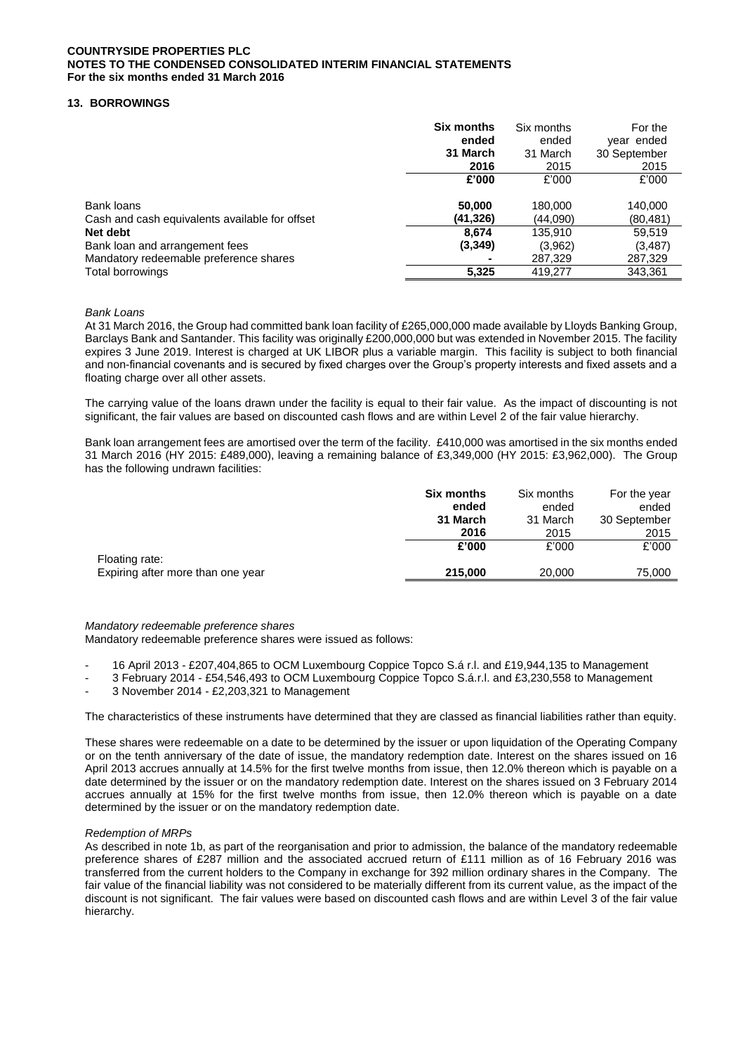**COUNTRYSIDE PROPERTIES PLC**
**NOTES TO THE CONDENSED CONSOLIDATED INTERIM FINANCIAL STATEMENTS**
**For the six months ended 31 March 2016**

## 13. BORROWINGS

| | **Six months ended 31 March 2016** | Six months ended 31 March 2015 | For the year ended 30 September 2015 |
|---|---|---|---|
| | **£'000** | £'000 | £'000 |
| Bank loans | **50,000** | 180,000 | 140,000 |
| Cash and cash equivalents available for offset | **(41,326)** | (44,090) | (80,481) |
| **Net debt** | **8,674** | 135,910 | 59,519 |
| Bank loan and arrangement fees | **(3,349)** | (3,962) | (3,487) |
| Mandatory redeemable preference shares | **-** | 287,329 | 287,329 |
| Total borrowings | **5,325** | 419,277 | 343,361 |

*Bank Loans*

At 31 March 2016, the Group had committed bank loan facility of £265,000,000 made available by Lloyds Banking Group, Barclays Bank and Santander. This facility was originally £200,000,000 but was extended in November 2015. The facility expires 3 June 2019. Interest is charged at UK LIBOR plus a variable margin. This facility is subject to both financial and non-financial covenants and is secured by fixed charges over the Group's property interests and fixed assets and a floating charge over all other assets.

The carrying value of the loans drawn under the facility is equal to their fair value. As the impact of discounting is not significant, the fair values are based on discounted cash flows and are within Level 2 of the fair value hierarchy.

Bank loan arrangement fees are amortised over the term of the facility. £410,000 was amortised in the six months ended 31 March 2016 (HY 2015: £489,000), leaving a remaining balance of £3,349,000 (HY 2015: £3,962,000). The Group has the following undrawn facilities:

| | **Six months ended 31 March 2016** | Six months ended 31 March 2015 | For the year ended 30 September 2015 |
|---|---|---|---|
| | **£'000** | £'000 | £'000 |
| Floating rate: | | | |
| Expiring after more than one year | **215,000** | 20,000 | 75,000 |

*Mandatory redeemable preference shares*

Mandatory redeemable preference shares were issued as follows:

- 16 April 2013 - £207,404,865 to OCM Luxembourg Coppice Topco S.á r.l. and £19,944,135 to Management
- 3 February 2014 - £54,546,493 to OCM Luxembourg Coppice Topco S.á.r.l. and £3,230,558 to Management
- 3 November 2014 - £2,203,321 to Management

The characteristics of these instruments have determined that they are classed as financial liabilities rather than equity.

These shares were redeemable on a date to be determined by the issuer or upon liquidation of the Operating Company or on the tenth anniversary of the date of issue, the mandatory redemption date. Interest on the shares issued on 16 April 2013 accrues annually at 14.5% for the first twelve months from issue, then 12.0% thereon which is payable on a date determined by the issuer or on the mandatory redemption date. Interest on the shares issued on 3 February 2014 accrues annually at 15% for the first twelve months from issue, then 12.0% thereon which is payable on a date determined by the issuer or on the mandatory redemption date.

*Redemption of MRPs*

As described in note 1b, as part of the reorganisation and prior to admission, the balance of the mandatory redeemable preference shares of £287 million and the associated accrued return of £111 million as of 16 February 2016 was transferred from the current holders to the Company in exchange for 392 million ordinary shares in the Company. The fair value of the financial liability was not considered to be materially different from its current value, as the impact of the discount is not significant. The fair values were based on discounted cash flows and are within Level 3 of the fair value hierarchy.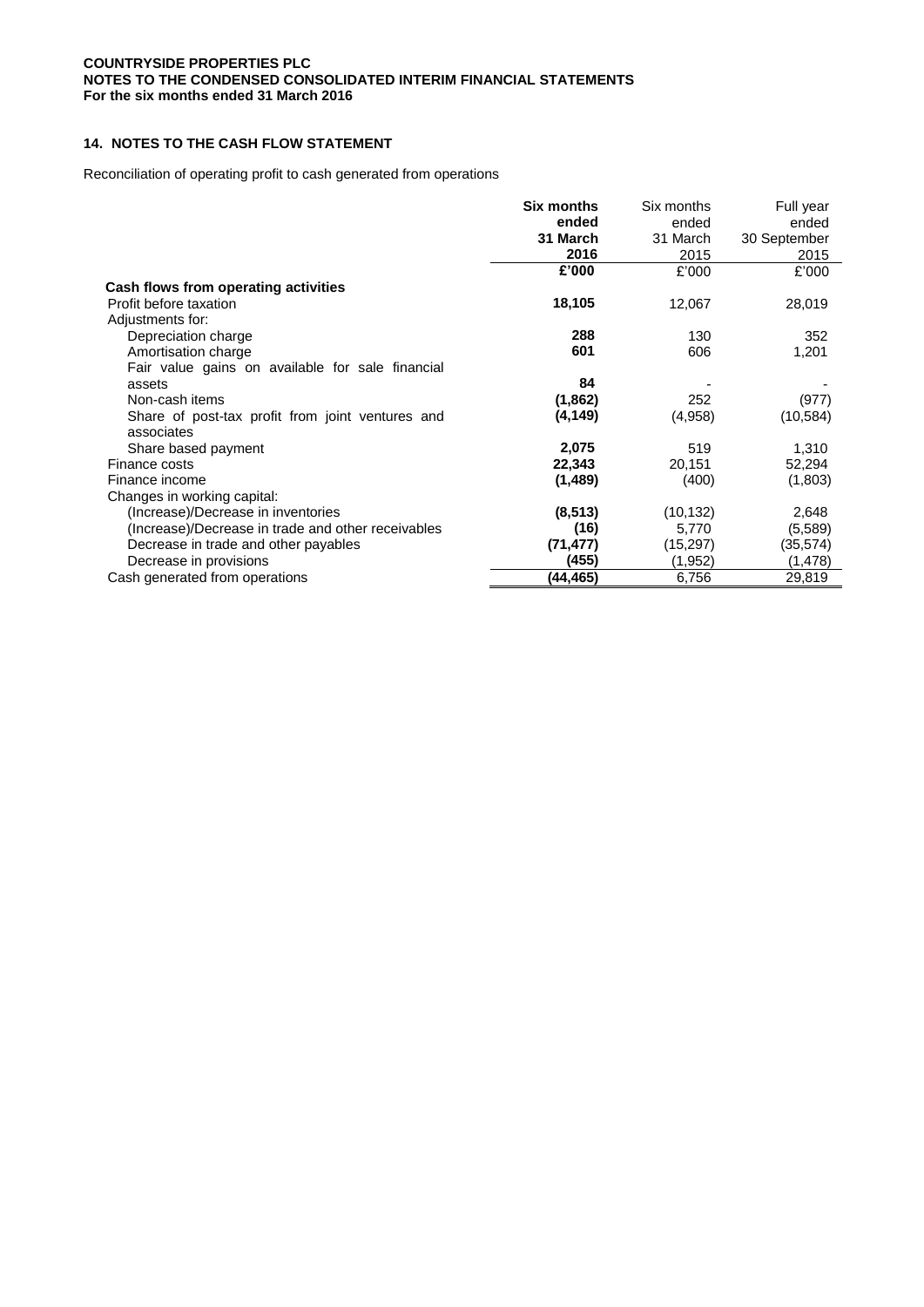## 14. NOTES TO THE CASH FLOW STATEMENT

Reconciliation of operating profit to cash generated from operations

| | **Six months ended 31 March 2016** | Six months ended 31 March 2015 | Full year ended 30 September 2015 |
|---|---|---|---|
| | **£'000** | £'000 | £'000 |
| **Cash flows from operating activities** | | | |
| Profit before taxation | **18,105** | 12,067 | 28,019 |
| Adjustments for: | | | |
| Depreciation charge | **288** | 130 | 352 |
| Amortisation charge | **601** | 606 | 1,201 |
| Fair value gains on available for sale financial assets | **84** | - | - |
| Non-cash items | **(1,862)** | 252 | (977) |
| Share of post-tax profit from joint ventures and associates | **(4,149)** | (4,958) | (10,584) |
| Share based payment | **2,075** | 519 | 1,310 |
| Finance costs | **22,343** | 20,151 | 52,294 |
| Finance income | **(1,489)** | (400) | (1,803) |
| Changes in working capital: | | | |
| (Increase)/Decrease in inventories | **(8,513)** | (10,132) | 2,648 |
| (Increase)/Decrease in trade and other receivables | **(16)** | 5,770 | (5,589) |
| Decrease in trade and other payables | **(71,477)** | (15,297) | (35,574) |
| Decrease in provisions | **(455)** | (1,952) | (1,478) |
| Cash generated from operations | **(44,465)** | 6,756 | 29,819 |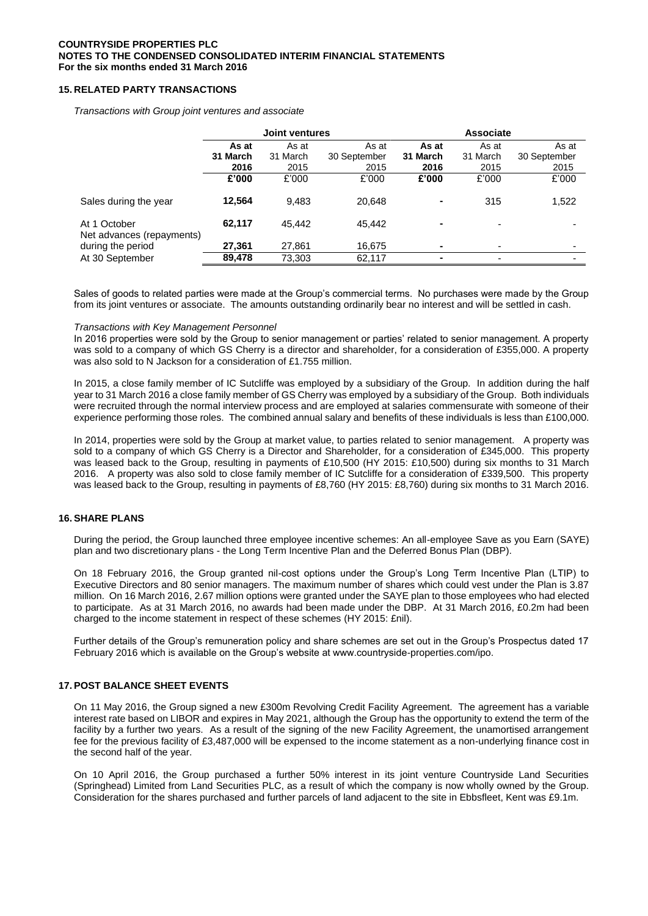**COUNTRYSIDE PROPERTIES PLC**
**NOTES TO THE CONDENSED CONSOLIDATED INTERIM FINANCIAL STATEMENTS**
**For the six months ended 31 March 2016**

## 15. RELATED PARTY TRANSACTIONS

*Transactions with Group joint ventures and associate*

| | Joint ventures | | | Associate | | |
|---|---|---|---|---|---|---|
| | **As at 31 March 2016** | As at 31 March 2015 | As at 30 September 2015 | **As at 31 March 2016** | As at 31 March 2015 | As at 30 September 2015 |
| | **£'000** | £'000 | £'000 | **£'000** | £'000 | £'000 |
| Sales during the year | **12,564** | 9,483 | 20,648 | **-** | 315 | 1,522 |
| At 1 October | **62,117** | 45,442 | 45,442 | **-** | - | - |
| Net advances (repayments) during the period | **27,361** | 27,861 | 16,675 | **-** | - | - |
| At 30 September | **89,478** | 73,303 | 62,117 | **-** | - | - |

Sales of goods to related parties were made at the Group's commercial terms. No purchases were made by the Group from its joint ventures or associate. The amounts outstanding ordinarily bear no interest and will be settled in cash.

*Transactions with Key Management Personnel*

In 2016 properties were sold by the Group to senior management or parties' related to senior management. A property was sold to a company of which GS Cherry is a director and shareholder, for a consideration of £355,000. A property was also sold to N Jackson for a consideration of £1.755 million.

In 2015, a close family member of IC Sutcliffe was employed by a subsidiary of the Group. In addition during the half year to 31 March 2016 a close family member of GS Cherry was employed by a subsidiary of the Group. Both individuals were recruited through the normal interview process and are employed at salaries commensurate with someone of their experience performing those roles. The combined annual salary and benefits of these individuals is less than £100,000.

In 2014, properties were sold by the Group at market value, to parties related to senior management. A property was sold to a company of which GS Cherry is a Director and Shareholder, for a consideration of £345,000. This property was leased back to the Group, resulting in payments of £10,500 (HY 2015: £10,500) during six months to 31 March 2016. A property was also sold to close family member of IC Sutcliffe for a consideration of £339,500. This property was leased back to the Group, resulting in payments of £8,760 (HY 2015: £8,760) during six months to 31 March 2016.

## 16. SHARE PLANS

During the period, the Group launched three employee incentive schemes: An all-employee Save as you Earn (SAYE) plan and two discretionary plans - the Long Term Incentive Plan and the Deferred Bonus Plan (DBP).

On 18 February 2016, the Group granted nil-cost options under the Group's Long Term Incentive Plan (LTIP) to Executive Directors and 80 senior managers. The maximum number of shares which could vest under the Plan is 3.87 million. On 16 March 2016, 2.67 million options were granted under the SAYE plan to those employees who had elected to participate. As at 31 March 2016, no awards had been made under the DBP. At 31 March 2016, £0.2m had been charged to the income statement in respect of these schemes (HY 2015: £nil).

Further details of the Group's remuneration policy and share schemes are set out in the Group's Prospectus dated 17 February 2016 which is available on the Group's website at www.countryside-properties.com/ipo.

## 17. POST BALANCE SHEET EVENTS

On 11 May 2016, the Group signed a new £300m Revolving Credit Facility Agreement. The agreement has a variable interest rate based on LIBOR and expires in May 2021, although the Group has the opportunity to extend the term of the facility by a further two years. As a result of the signing of the new Facility Agreement, the unamortised arrangement fee for the previous facility of £3,487,000 will be expensed to the income statement as a non-underlying finance cost in the second half of the year.

On 10 April 2016, the Group purchased a further 50% interest in its joint venture Countryside Land Securities (Springhead) Limited from Land Securities PLC, as a result of which the company is now wholly owned by the Group. Consideration for the shares purchased and further parcels of land adjacent to the site in Ebbsfleet, Kent was £9.1m.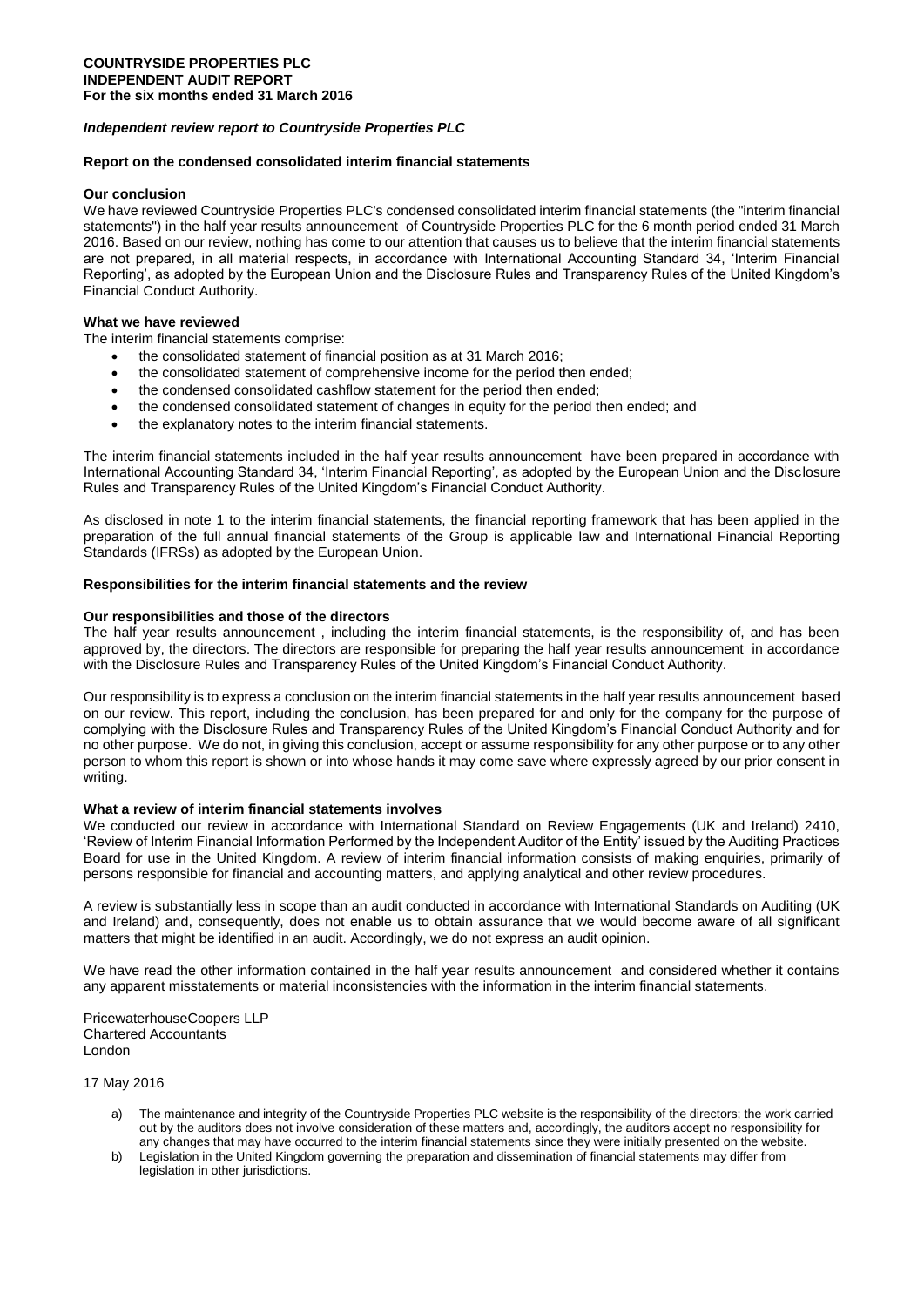**COUNTRYSIDE PROPERTIES PLC**
**INDEPENDENT AUDIT REPORT**
**For the six months ended 31 March 2016**

***Independent review report to Countryside Properties PLC***

**Report on the condensed consolidated interim financial statements**

**Our conclusion**

We have reviewed Countryside Properties PLC's condensed consolidated interim financial statements (the "interim financial statements") in the half year results announcement of Countryside Properties PLC for the 6 month period ended 31 March 2016. Based on our review, nothing has come to our attention that causes us to believe that the interim financial statements are not prepared, in all material respects, in accordance with International Accounting Standard 34, 'Interim Financial Reporting', as adopted by the European Union and the Disclosure Rules and Transparency Rules of the United Kingdom's Financial Conduct Authority.

**What we have reviewed**

The interim financial statements comprise:

- the consolidated statement of financial position as at 31 March 2016;
- the consolidated statement of comprehensive income for the period then ended;
- the condensed consolidated cashflow statement for the period then ended;
- the condensed consolidated statement of changes in equity for the period then ended; and
- the explanatory notes to the interim financial statements.

The interim financial statements included in the half year results announcement have been prepared in accordance with International Accounting Standard 34, 'Interim Financial Reporting', as adopted by the European Union and the Disclosure Rules and Transparency Rules of the United Kingdom's Financial Conduct Authority.

As disclosed in note 1 to the interim financial statements, the financial reporting framework that has been applied in the preparation of the full annual financial statements of the Group is applicable law and International Financial Reporting Standards (IFRSs) as adopted by the European Union.

**Responsibilities for the interim financial statements and the review**

**Our responsibilities and those of the directors**

The half year results announcement , including the interim financial statements, is the responsibility of, and has been approved by, the directors. The directors are responsible for preparing the half year results announcement in accordance with the Disclosure Rules and Transparency Rules of the United Kingdom's Financial Conduct Authority.

Our responsibility is to express a conclusion on the interim financial statements in the half year results announcement based on our review. This report, including the conclusion, has been prepared for and only for the company for the purpose of complying with the Disclosure Rules and Transparency Rules of the United Kingdom's Financial Conduct Authority and for no other purpose. We do not, in giving this conclusion, accept or assume responsibility for any other purpose or to any other person to whom this report is shown or into whose hands it may come save where expressly agreed by our prior consent in writing.

**What a review of interim financial statements involves**

We conducted our review in accordance with International Standard on Review Engagements (UK and Ireland) 2410, 'Review of Interim Financial Information Performed by the Independent Auditor of the Entity' issued by the Auditing Practices Board for use in the United Kingdom. A review of interim financial information consists of making enquiries, primarily of persons responsible for financial and accounting matters, and applying analytical and other review procedures.

A review is substantially less in scope than an audit conducted in accordance with International Standards on Auditing (UK and Ireland) and, consequently, does not enable us to obtain assurance that we would become aware of all significant matters that might be identified in an audit. Accordingly, we do not express an audit opinion.

We have read the other information contained in the half year results announcement and considered whether it contains any apparent misstatements or material inconsistencies with the information in the interim financial statements.

PricewaterhouseCoopers LLP
Chartered Accountants
London

17 May 2016

a) The maintenance and integrity of the Countryside Properties PLC website is the responsibility of the directors; the work carried out by the auditors does not involve consideration of these matters and, accordingly, the auditors accept no responsibility for any changes that may have occurred to the interim financial statements since they were initially presented on the website.
b) Legislation in the United Kingdom governing the preparation and dissemination of financial statements may differ from legislation in other jurisdictions.